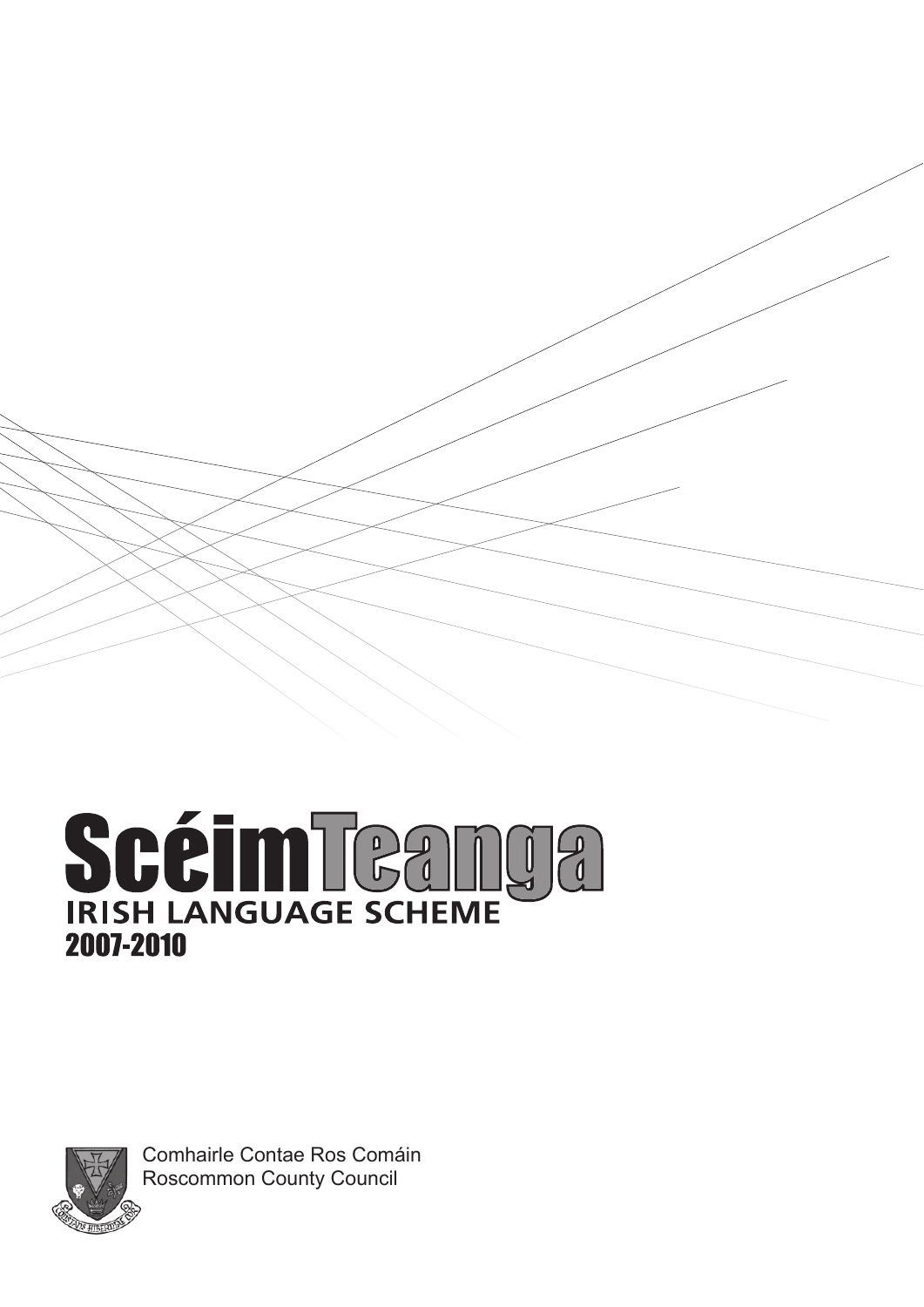# ScéimTeanga

## IRISH LANGUAGE SCHEME

## 2007-2010

Comhairle Contae Ros Comáin
Roscommon County Council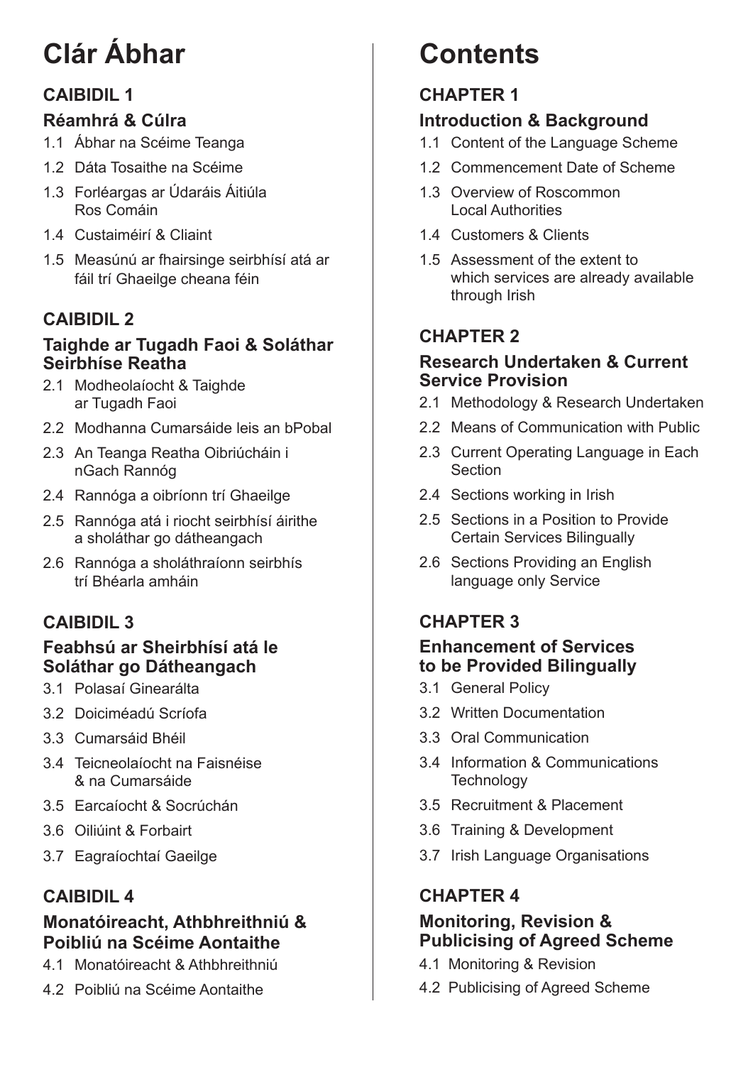# Clár Ábhar

## CAIBIDIL 1

### Réamhrá & Cúlra

- 1.1 Ábhar na Scéime Teanga
- 1.2 Dáta Tosaithe na Scéime
- 1.3 Forléargas ar Údaráis Áitiúla Ros Comáin
- 1.4 Custaiméirí & Cliaint
- 1.5 Measúnú ar fhairsinge seirbhísí atá ar fáil trí Ghaeilge cheana féin

## CAIBIDIL 2

### Taighde ar Tugadh Faoi & Soláthar Seirbhíse Reatha

- 2.1 Modheolaíocht & Taighde ar Tugadh Faoi
- 2.2 Modhanna Cumarsáide leis an bPobal
- 2.3 An Teanga Reatha Oibriúcháin i nGach Rannóg
- 2.4 Rannóga a oibríonn trí Ghaeilge
- 2.5 Rannóga atá i riocht seirbhísí áirithe a sholáthar go dátheangach
- 2.6 Rannóga a sholáthraíonn seirbhís trí Bhéarla amháin

## CAIBIDIL 3

### Feabhsú ar Sheirbhísí atá le Soláthar go Dátheangach

- 3.1 Polasaí Ginearálta
- 3.2 Doiciméadú Scríofa
- 3.3 Cumarsáid Bhéil
- 3.4 Teicneolaíocht na Faisnéise & na Cumarsáide
- 3.5 Earcaíocht & Socrúchán
- 3.6 Oiliúint & Forbairt
- 3.7 Eagraíochtaí Gaeilge

## CAIBIDIL 4

### Monatóireacht, Athbhreithniú & Poibliú na Scéime Aontaithe

- 4.1 Monatóireacht & Athbhreithniú
- 4.2 Poibliú na Scéime Aontaithe

# Contents

## CHAPTER 1

### Introduction & Background

- 1.1 Content of the Language Scheme
- 1.2 Commencement Date of Scheme
- 1.3 Overview of Roscommon Local Authorities
- 1.4 Customers & Clients
- 1.5 Assessment of the extent to which services are already available through Irish

## CHAPTER 2

### Research Undertaken & Current Service Provision

- 2.1 Methodology & Research Undertaken
- 2.2 Means of Communication with Public
- 2.3 Current Operating Language in Each Section
- 2.4 Sections working in Irish
- 2.5 Sections in a Position to Provide Certain Services Bilingually
- 2.6 Sections Providing an English language only Service

## CHAPTER 3

### Enhancement of Services to be Provided Bilingually

- 3.1 General Policy
- 3.2 Written Documentation
- 3.3 Oral Communication
- 3.4 Information & Communications Technology
- 3.5 Recruitment & Placement
- 3.6 Training & Development
- 3.7 Irish Language Organisations

## CHAPTER 4

### Monitoring, Revision & Publicising of Agreed Scheme

- 4.1 Monitoring & Revision
- 4.2 Publicising of Agreed Scheme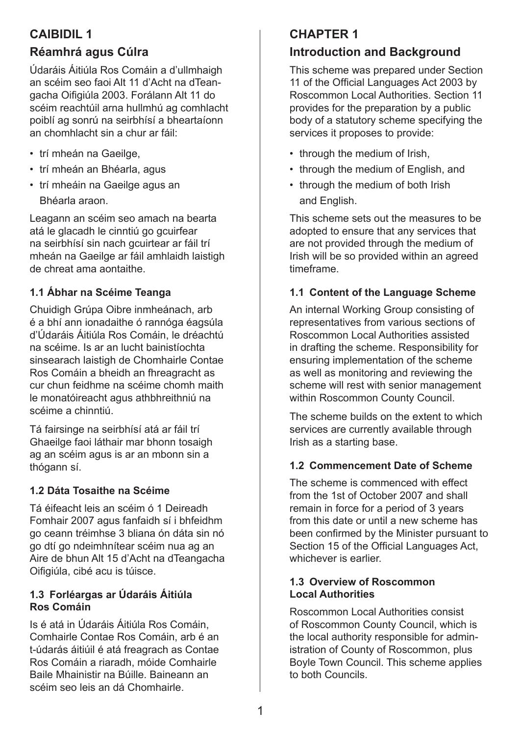# CAIBIDIL 1

## Réamhrá agus Cúlra

Údaráis Áitiúla Ros Comáin a d'ullmhaigh an scéim seo faoi Alt 11 d'Acht na dTeangacha Oifigiúla 2003. Forálann Alt 11 do scéim reachtúil arna hullmhú ag comhlacht poiblí ag sonrú na seirbhísí a bheartaíonn an chomhlacht sin a chur ar fáil:

- trí mheán na Gaeilge,
- trí mheán an Bhéarla, agus
- trí mheáin na Gaeilge agus an Bhéarla araon.

Leagann an scéim seo amach na bearta atá le glacadh le cinntiú go gcuirfear na seirbhísí sin nach gcuirtear ar fáil trí mheán na Gaeilge ar fáil amhlaidh laistigh de chreat ama aontaithe.

### 1.1 Ábhar na Scéime Teanga

Chuidigh Grúpa Oibre inmheánach, arb é a bhí ann ionadaithe ó rannóga éagsúla d'Údaráis Áitiúla Ros Comáin, le dréachtú na scéime. Is ar an lucht bainistíochta sinsearach laistigh de Chomhairle Contae Ros Comáin a bheidh an fhreagracht as cur chun feidhme na scéime chomh maith le monatóireacht agus athbhreithniú na scéime a chinntiú.

Tá fairsinge na seirbhísí atá ar fáil trí Ghaeilge faoi láthair mar bhonn tosaigh ag an scéim agus is ar an mbonn sin a thógann sí.

### 1.2 Dáta Tosaithe na Scéime

Tá éifeacht leis an scéim ó 1 Deireadh Fomhair 2007 agus fanfaidh sí i bhfeidhm go ceann tréimhse 3 bliana ón dáta sin nó go dtí go ndeimhnítear scéim nua ag an Aire de bhun Alt 15 d'Acht na dTeangacha Oifigiúla, cibé acu is túisce.

### 1.3 Forléargas ar Údaráis Áitiúla Ros Comáin

Is é atá in Údaráis Áitiúla Ros Comáin, Comhairle Contae Ros Comáin, arb é an t-údarás áitiúil é atá freagrach as Contae Ros Comáin a riaradh, móide Comhairle Baile Mhainistir na Búille. Baineann an scéim seo leis an dá Chomhairle.

# CHAPTER 1

## Introduction and Background

This scheme was prepared under Section 11 of the Official Languages Act 2003 by Roscommon Local Authorities. Section 11 provides for the preparation by a public body of a statutory scheme specifying the services it proposes to provide:

- through the medium of Irish,
- through the medium of English, and
- through the medium of both Irish and English.

This scheme sets out the measures to be adopted to ensure that any services that are not provided through the medium of Irish will be so provided within an agreed timeframe.

### 1.1 Content of the Language Scheme

An internal Working Group consisting of representatives from various sections of Roscommon Local Authorities assisted in drafting the scheme. Responsibility for ensuring implementation of the scheme as well as monitoring and reviewing the scheme will rest with senior management within Roscommon County Council.

The scheme builds on the extent to which services are currently available through Irish as a starting base.

### 1.2 Commencement Date of Scheme

The scheme is commenced with effect from the 1st of October 2007 and shall remain in force for a period of 3 years from this date or until a new scheme has been confirmed by the Minister pursuant to Section 15 of the Official Languages Act, whichever is earlier.

### 1.3 Overview of Roscommon Local Authorities

Roscommon Local Authorities consist of Roscommon County Council, which is the local authority responsible for administration of County of Roscommon, plus Boyle Town Council. This scheme applies to both Councils.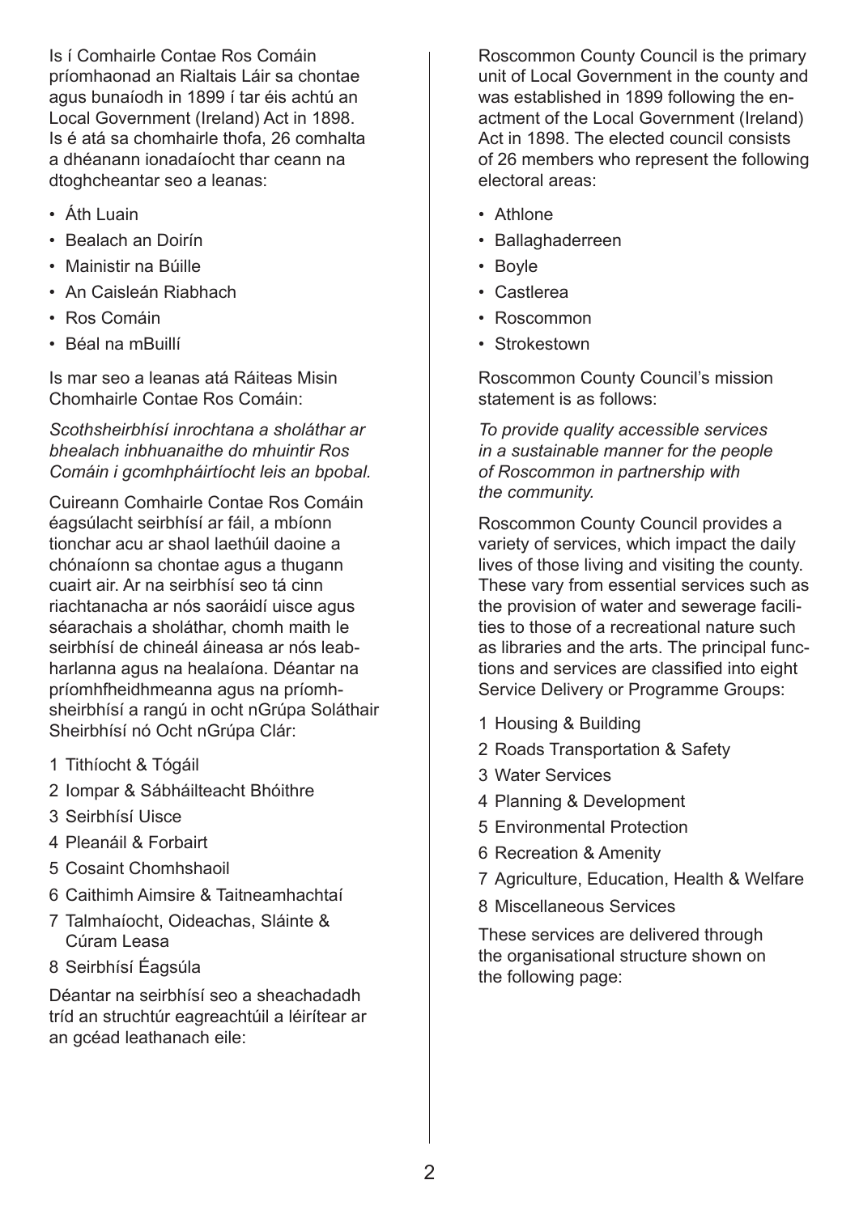Is í Comhairle Contae Ros Comáin príomhaonad an Rialtais Láir sa chontae agus bunaíodh in 1899 í tar éis achtú an Local Government (Ireland) Act in 1898. Is é atá sa chomhairle thofa, 26 comhalta a dhéanann ionadaíocht thar ceann na dtoghcheantar seo a leanas:

- Áth Luain
- Bealach an Doirín
- Mainistir na Búille
- An Caisleán Riabhach
- Ros Comáin
- Béal na mBuillí

Is mar seo a leanas atá Ráiteas Misin Chomhairle Contae Ros Comáin:

*Scothsheirbhísí inrochtana a sholáthar ar bhealach inbhuanaithe do mhuintir Ros Comáin i gcomhpháirtíocht leis an bpobal.*

Cuireann Comhairle Contae Ros Comáin éagsúlacht seirbhísí ar fáil, a mbíonn tionchar acu ar shaol laethúil daoine a chónaíonn sa chontae agus a thugann cuairt air. Ar na seirbhísí seo tá cinn riachtanacha ar nós saoráidí uisce agus séarachais a sholáthar, chomh maith le seirbhísí de chineál áineasa ar nós leabharlanna agus na healaíona. Déantar na príomhfheidhmeanna agus na príomhsheirbhísí a rangú in ocht nGrúpa Soláthair Sheirbhísí nó Ocht nGrúpa Clár:

1. Tithíocht & Tógáil
2. Iompar & Sábháilteacht Bhóithre
3. Seirbhísí Uisce
4. Pleanáil & Forbairt
5. Cosaint Chomhshaoil
6. Caithimh Aimsire & Taitneamhachtaí
7. Talmhaíocht, Oideachas, Sláinte & Cúram Leasa
8. Seirbhísí Éagsúla

Déantar na seirbhísí seo a sheachadadh tríd an struchtúr eagreachtúil a léirítear ar an gcéad leathanach eile:

Roscommon County Council is the primary unit of Local Government in the county and was established in 1899 following the enactment of the Local Government (Ireland) Act in 1898. The elected council consists of 26 members who represent the following electoral areas:

- Athlone
- Ballaghaderreen
- Boyle
- Castlerea
- Roscommon
- Strokestown

Roscommon County Council's mission statement is as follows:

*To provide quality accessible services in a sustainable manner for the people of Roscommon in partnership with the community.*

Roscommon County Council provides a variety of services, which impact the daily lives of those living and visiting the county. These vary from essential services such as the provision of water and sewerage facilities to those of a recreational nature such as libraries and the arts. The principal functions and services are classified into eight Service Delivery or Programme Groups:

1. Housing & Building
2. Roads Transportation & Safety
3. Water Services
4. Planning & Development
5. Environmental Protection
6. Recreation & Amenity
7. Agriculture, Education, Health & Welfare
8. Miscellaneous Services

These services are delivered through the organisational structure shown on the following page: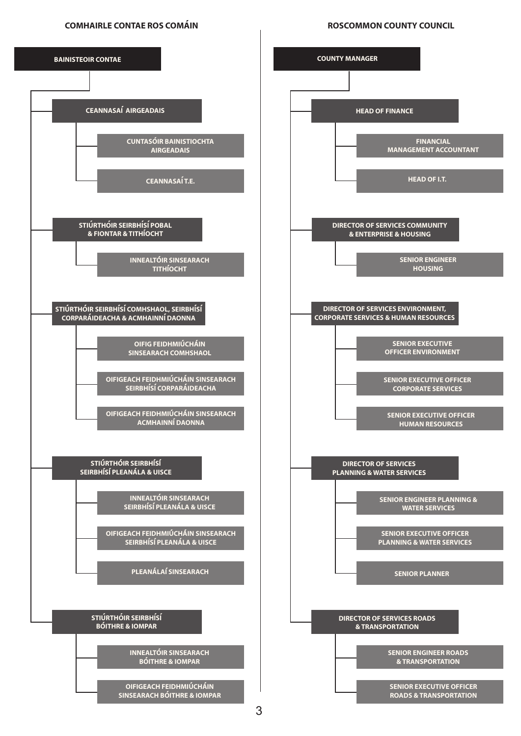## COMHAIRLE CONTAE ROS COMÁIN

- **BAINISTEOIR CONTAE**
  - **CEANNASAÍ AIRGEADAIS**
    - CUNTASÓIR BAINISTIOCHTA AIRGEADAIS
    - CEANNASAÍ T.E.
  - **STIÚRTHÓIR SEIRBHÍSÍ POBAL & FIONTAR & TITHÍOCHT**
    - INNEALTÓIR SINSEARACH TITHÍOCHT
  - **STIÚRTHÓIR SEIRBHÍSÍ COMHSHAOL, SEIRBHÍSÍ CORPARÁIDEACHA & ACMHAINNÍ DAONNA**
    - OIFIG FEIDHMIÚCHÁIN SINSEARACH COMHSHAOL
    - OIFIGEACH FEIDHMIÚCHÁIN SINSEARACH SEIRBHÍSÍ CORPARÁIDEACHA
    - OIFIGEACH FEIDHMIÚCHÁIN SINSEARACH ACMHAINNÍ DAONNA
  - **STIÚRTHÓIR SEIRBHÍSÍ SEIRBHÍSÍ PLEANÁLA & UISCE**
    - INNEALTÓIR SINSEARACH SEIRBHÍSÍ PLEANÁLA & UISCE
    - OIFIGEACH FEIDHMIÚCHÁIN SINSEARACH SEIRBHÍSÍ PLEANÁLA & UISCE
    - PLEANÁLAÍ SINSEARACH
  - **STIÚRTHÓIR SEIRBHÍSÍ BÓITHRE & IOMPAR**
    - INNEALTÓIR SINSEARACH BÓITHRE & IOMPAR
    - OIFIGEACH FEIDHMIÚCHÁIN SINSEARACH BÓITHRE & IOMPAR

## ROSCOMMON COUNTY COUNCIL

- **COUNTY MANAGER**
  - **HEAD OF FINANCE**
    - FINANCIAL MANAGEMENT ACCOUNTANT
    - HEAD OF I.T.
  - **DIRECTOR OF SERVICES COMMUNITY & ENTERPRISE & HOUSING**
    - SENIOR ENGINEER HOUSING
  - **DIRECTOR OF SERVICES ENVIRONMENT, CORPORATE SERVICES & HUMAN RESOURCES**
    - SENIOR EXECUTIVE OFFICER ENVIRONMENT
    - SENIOR EXECUTIVE OFFICER CORPORATE SERVICES
    - SENIOR EXECUTIVE OFFICER HUMAN RESOURCES
  - **DIRECTOR OF SERVICES PLANNING & WATER SERVICES**
    - SENIOR ENGINEER PLANNING & WATER SERVICES
    - SENIOR EXECUTIVE OFFICER PLANNING & WATER SERVICES
    - SENIOR PLANNER
  - **DIRECTOR OF SERVICES ROADS & TRANSPORTATION**
    - SENIOR ENGINEER ROADS & TRANSPORTATION
    - SENIOR EXECUTIVE OFFICER ROADS & TRANSPORTATION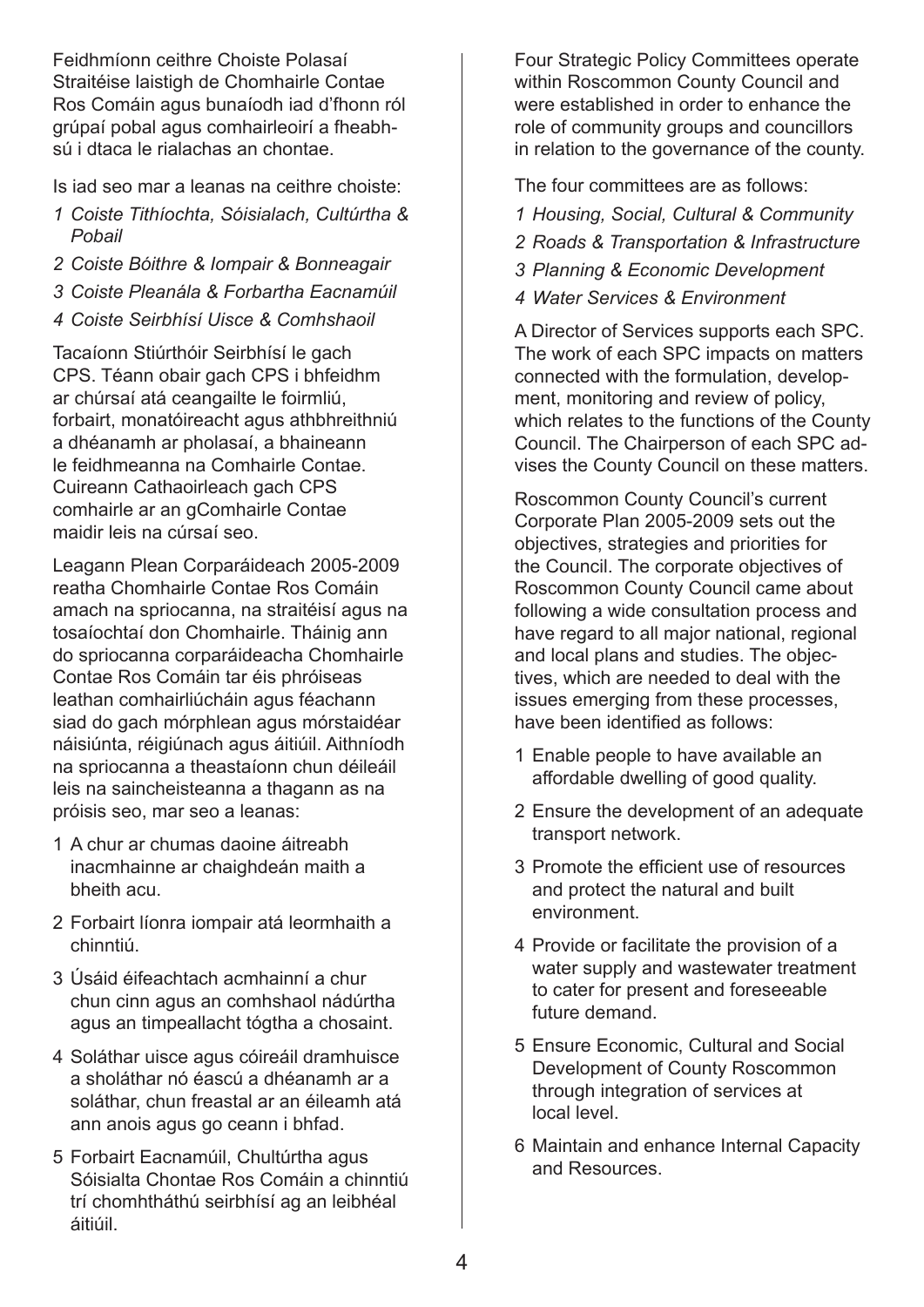Feidhmíonn ceithre Choiste Polasaí Straitéise laistigh de Chomhairle Contae Ros Comáin agus bunaíodh iad d'fhonn ról grúpaí pobal agus comhairleoirí a fheabhsú i dtaca le rialachas an chontae.

Is iad seo mar a leanas na ceithre choiste:

1. *Coiste Tithíochta, Sóisialach, Cultúrtha & Pobail*
2. *Coiste Bóithre & Iompair & Bonneagair*
3. *Coiste Pleanála & Forbartha Eacnamúil*
4. *Coiste Seirbhísí Uisce & Comhshaoil*

Tacaíonn Stiúrthóir Seirbhísí le gach CPS. Téann obair gach CPS i bhfeidhm ar chúrsaí atá ceangailte le foirmliú, forbairt, monatóireacht agus athbhreithniú a dhéanamh ar pholasaí, a bhaineann le feidhmeanna na Comhairle Contae. Cuireann Cathaoirleach gach CPS comhairle ar an gComhairle Contae maidir leis na cúrsaí seo.

Leagann Plean Corparáideach 2005-2009 reatha Chomhairle Contae Ros Comáin amach na spriocanna, na straitéisí agus na tosaíochtaí don Chomhairle. Tháinig ann do spriocanna corparáideacha Chomhairle Contae Ros Comáin tar éis phróiseas leathan comhairliúcháin agus féachann siad do gach mórphlean agus mórstaidéar náisiúnta, réigiúnach agus áitiúil. Aithníodh na spriocanna a theastaíonn chun déileáil leis na saincheisteanna a thagann as na próisis seo, mar seo a leanas:

1. A chur ar chumas daoine áitreabh inacmhainne ar chaighdeán maith a bheith acu.
2. Forbairt líonra iompair atá leormhaith a chinntiú.
3. Úsáid éifeachtach acmhainní a chur chun cinn agus an comhshaol nádúrtha agus an timpeallacht tógtha a chosaint.
4. Soláthar uisce agus cóireáil dramhuisce a sholáthar nó éascú a dhéanamh ar a soláthar, chun freastal ar an éileamh atá ann anois agus go ceann i bhfad.
5. Forbairt Eacnamúil, Chultúrtha agus Sóisialta Chontae Ros Comáin a chinntiú trí chomhtháthú seirbhísí ag an leibhéal áitiúil.

Four Strategic Policy Committees operate within Roscommon County Council and were established in order to enhance the role of community groups and councillors in relation to the governance of the county.

The four committees are as follows:

1. *Housing, Social, Cultural & Community*
2. *Roads & Transportation & Infrastructure*
3. *Planning & Economic Development*
4. *Water Services & Environment*

A Director of Services supports each SPC. The work of each SPC impacts on matters connected with the formulation, development, monitoring and review of policy, which relates to the functions of the County Council. The Chairperson of each SPC advises the County Council on these matters.

Roscommon County Council's current Corporate Plan 2005-2009 sets out the objectives, strategies and priorities for the Council. The corporate objectives of Roscommon County Council came about following a wide consultation process and have regard to all major national, regional and local plans and studies. The objectives, which are needed to deal with the issues emerging from these processes, have been identified as follows:

1. Enable people to have available an affordable dwelling of good quality.
2. Ensure the development of an adequate transport network.
3. Promote the efficient use of resources and protect the natural and built environment.
4. Provide or facilitate the provision of a water supply and wastewater treatment to cater for present and foreseeable future demand.
5. Ensure Economic, Cultural and Social Development of County Roscommon through integration of services at local level.
6. Maintain and enhance Internal Capacity and Resources.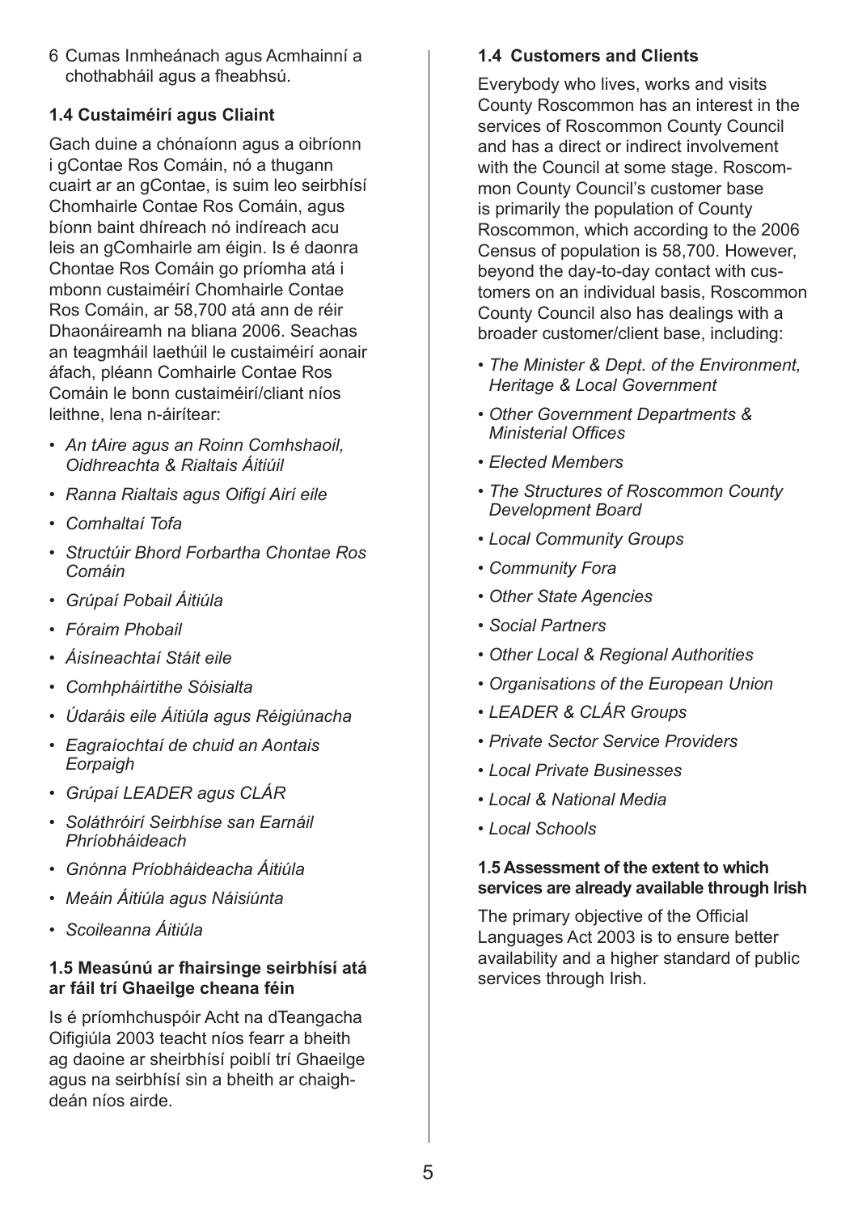6 Cumas Inmheánach agus Acmhainní a chothabháil agus a fheabhsú.

### 1.4 Custaiméirí agus Cliaint

Gach duine a chónaíonn agus a oibríonn i gContae Ros Comáin, nó a thugann cuairt ar an gContae, is suim leo seirbhísí Chomhairle Contae Ros Comáin, agus bíonn baint dhíreach nó indíreach acu leis an gComhairle am éigin. Is é daonra Chontae Ros Comáin go príomha atá i mbonn custaiméirí Chomhairle Contae Ros Comáin, ar 58,700 atá ann de réir Dhaonáireamh na bliana 2006. Seachas an teagmháil laethúil le custaiméirí aonair áfach, pléann Comhairle Contae Ros Comáin le bonn custaiméirí/cliant níos leithne, lena n-áirítear:

- *An tAire agus an Roinn Comhshaoil, Oidhreachta & Rialtais Áitiúil*
- *Ranna Rialtais agus Oifigí Airí eile*
- *Comhaltaí Tofa*
- *Structúir Bhord Forbartha Chontae Ros Comáin*
- *Grúpaí Pobail Áitiúla*
- *Fóraim Phobail*
- *Áisíneachtaí Stáit eile*
- *Comhpháirtithe Sóisialta*
- *Údaráis eile Áitiúla agus Réigiúnacha*
- *Eagraíochtaí de chuid an Aontais Eorpaigh*
- *Grúpaí LEADER agus CLÁR*
- *Soláthróirí Seirbhíse san Earnáil Phríobháideach*
- *Gnónna Príobháideacha Áitiúla*
- *Meáin Áitiúla agus Náisiúnta*
- *Scoileanna Áitiúla*

### 1.5 Measúnú ar fhairsinge seirbhísí atá ar fáil trí Ghaeilge cheana féin

Is é príomhchuspóir Acht na dTeangacha Oifigiúla 2003 teacht níos fearr a bheith ag daoine ar sheirbhísí poiblí trí Ghaeilge agus na seirbhísí sin a bheith ar chaighdeán níos airde.

### 1.4 Customers and Clients

Everybody who lives, works and visits County Roscommon has an interest in the services of Roscommon County Council and has a direct or indirect involvement with the Council at some stage. Roscommon County Council's customer base is primarily the population of County Roscommon, which according to the 2006 Census of population is 58,700. However, beyond the day-to-day contact with customers on an individual basis, Roscommon County Council also has dealings with a broader customer/client base, including:

- *The Minister & Dept. of the Environment, Heritage & Local Government*
- *Other Government Departments & Ministerial Offices*
- *Elected Members*
- *The Structures of Roscommon County Development Board*
- *Local Community Groups*
- *Community Fora*
- *Other State Agencies*
- *Social Partners*
- *Other Local & Regional Authorities*
- *Organisations of the European Union*
- *LEADER & CLÁR Groups*
- *Private Sector Service Providers*
- *Local Private Businesses*
- *Local & National Media*
- *Local Schools*

### 1.5 Assessment of the extent to which services are already available through Irish

The primary objective of the Official Languages Act 2003 is to ensure better availability and a higher standard of public services through Irish.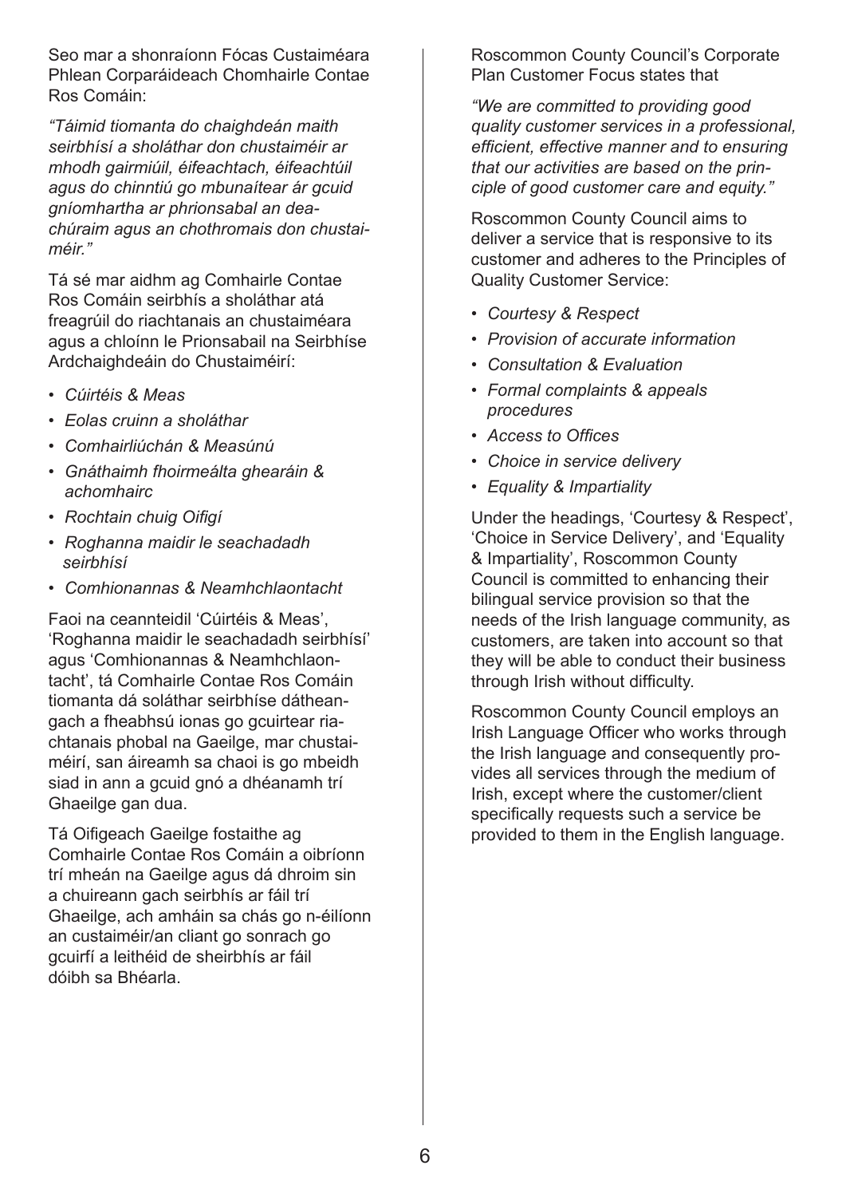Seo mar a shonraíonn Fócas Custaiméara Phlean Corparáideach Chomhairle Contae Ros Comáin:

*"Táimid tiomanta do chaighdeán maith seirbhísí a sholáthar don chustaiméir ar mhodh gairmiúil, éifeachtach, éifeachtúil agus do chinntiú go mbunaítear ár gcuid gníomhartha ar phrionsabal an dea-chúraim agus an chothromais don chustaiméir."*

Tá sé mar aidhm ag Comhairle Contae Ros Comáin seirbhís a sholáthar atá freagrúil do riachtanais an chustaiméara agus a chloíonn le Prionsabail na Seirbhíse Ardchaighdeáin do Chustaiméirí:

- *Cúirtéis & Meas*
- *Eolas cruinn a sholáthar*
- *Comhairliúchán & Measúnú*
- *Gnáthaimh fhoirmeálta ghearáin & achomhairc*
- *Rochtain chuig Oifigí*
- *Roghanna maidir le seachadadh seirbhísí*
- *Comhionannas & Neamhchlaontacht*

Faoi na ceannteidil 'Cúirtéis & Meas', 'Roghanna maidir le seachadadh seirbhísí' agus 'Comhionannas & Neamhchlaontacht', tá Comhairle Contae Ros Comáin tiomanta dá soláthar seirbhíse dátheangach a fheabhsú ionas go gcuirtear riachtanais phobal na Gaeilge, mar chustaiméirí, san áireamh sa chaoi is go mbeidh siad in ann a gcuid gnó a dhéanamh trí Ghaeilge gan dua.

Tá Oifigeach Gaeilge fostaithe ag Comhairle Contae Ros Comáin a oibríonn trí mheán na Gaeilge agus dá dhroim sin a chuireann gach seirbhís ar fáil trí Ghaeilge, ach amháin sa chás go n-éilíonn an custaiméir/an cliant go sonrach go gcuirfí a leithéid de sheirbhís ar fáil dóibh sa Bhéarla.

Roscommon County Council's Corporate Plan Customer Focus states that

*"We are committed to providing good quality customer services in a professional, efficient, effective manner and to ensuring that our activities are based on the principle of good customer care and equity."*

Roscommon County Council aims to deliver a service that is responsive to its customer and adheres to the Principles of Quality Customer Service:

- *Courtesy & Respect*
- *Provision of accurate information*
- *Consultation & Evaluation*
- *Formal complaints & appeals procedures*
- *Access to Offices*
- *Choice in service delivery*
- *Equality & Impartiality*

Under the headings, 'Courtesy & Respect', 'Choice in Service Delivery', and 'Equality & Impartiality', Roscommon County Council is committed to enhancing their bilingual service provision so that the needs of the Irish language community, as customers, are taken into account so that they will be able to conduct their business through Irish without difficulty.

Roscommon County Council employs an Irish Language Officer who works through the Irish language and consequently provides all services through the medium of Irish, except where the customer/client specifically requests such a service be provided to them in the English language.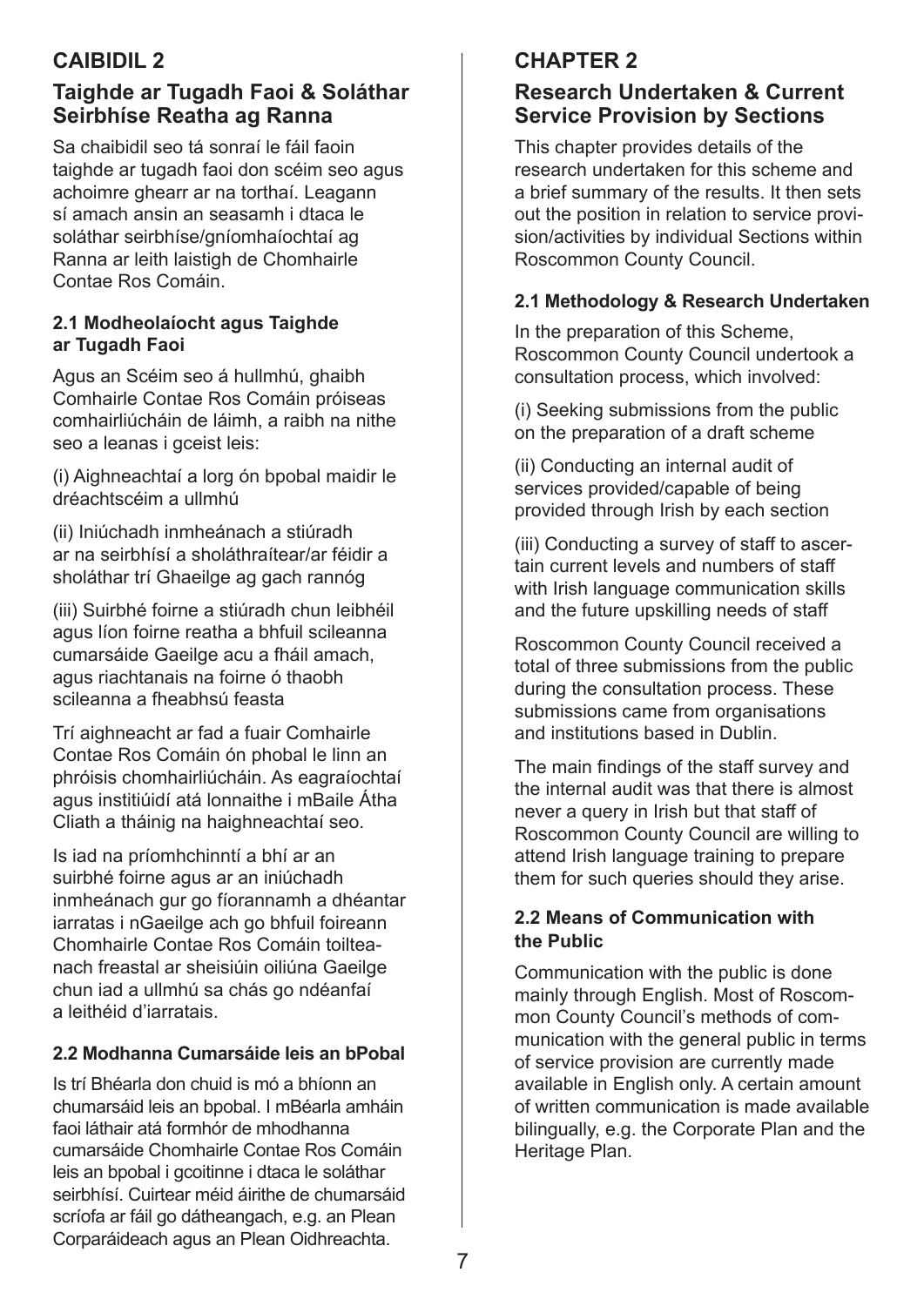## CAIBIDIL 2

### Taighde ar Tugadh Faoi & Soláthar Seirbhíse Reatha ag Ranna

Sa chaibidil seo tá sonraí le fáil faoin taighde ar tugadh faoi don scéim seo agus achoimre ghearr ar na torthaí. Leagann sí amach ansin an seasamh i dtaca le soláthar seirbhíse/gníomhaíochtaí ag Ranna ar leith laistigh de Chomhairle Contae Ros Comáin.

#### 2.1 Modheolaíocht agus Taighde ar Tugadh Faoi

Agus an Scéim seo á hullmhú, ghaibh Comhairle Contae Ros Comáin próiseas comhairliúcháin de láimh, a raibh na nithe seo a leanas i gceist leis:

(i) Aighneachtaí a lorg ón bpobal maidir le dréachtscéim a ullmhú

(ii) Iniúchadh inmheánach a stiúradh ar na seirbhísí a sholáthraítear/ar féidir a sholáthar trí Ghaeilge ag gach rannóg

(iii) Suirbhé foirne a stiúradh chun leibhéil agus líon foirne reatha a bhfuil scileanna cumarsáide Gaeilge acu a fháil amach, agus riachtanais na foirne ó thaobh scileanna a fheabhsú feasta

Trí aighneacht ar fad a fuair Comhairle Contae Ros Comáin ón phobal le linn an phróisis chomhairliúcháin. As eagraíochtaí agus institiúidí atá lonnaithe i mBaile Átha Cliath a tháinig na haighneachtaí seo.

Is iad na príomhchinntí a bhí ar an suirbhé foirne agus ar an iniúchadh inmheánach gur go fíorannamh a dhéantar iarratas i nGaeilge ach go bhfuil foireann Chomhairle Contae Ros Comáin toilteanach freastal ar sheisiúin oiliúna Gaeilge chun iad a ullmhú sa chás go ndéanfaí a leithéid d'iarratais.

#### 2.2 Modhanna Cumarsáide leis an bPobal

Is trí Bhéarla don chuid is mó a bhíonn an chumarsáid leis an bpobal. I mBéarla amháin faoi láthair atá formhór de mhodhanna cumarsáide Chomhairle Contae Ros Comáin leis an bpobal i gcoitinne i dtaca le soláthar seirbhísí. Cuirtear méid áirithe de chumarsáid scríofa ar fáil go dátheangach, e.g. an Plean Corparáideach agus an Plean Oidhreachta.

## CHAPTER 2

### Research Undertaken & Current Service Provision by Sections

This chapter provides details of the research undertaken for this scheme and a brief summary of the results. It then sets out the position in relation to service provision/activities by individual Sections within Roscommon County Council.

#### 2.1 Methodology & Research Undertaken

In the preparation of this Scheme, Roscommon County Council undertook a consultation process, which involved:

(i) Seeking submissions from the public on the preparation of a draft scheme

(ii) Conducting an internal audit of services provided/capable of being provided through Irish by each section

(iii) Conducting a survey of staff to ascertain current levels and numbers of staff with Irish language communication skills and the future upskilling needs of staff

Roscommon County Council received a total of three submissions from the public during the consultation process. These submissions came from organisations and institutions based in Dublin.

The main findings of the staff survey and the internal audit was that there is almost never a query in Irish but that staff of Roscommon County Council are willing to attend Irish language training to prepare them for such queries should they arise.

#### 2.2 Means of Communication with the Public

Communication with the public is done mainly through English. Most of Roscommon County Council's methods of communication with the general public in terms of service provision are currently made available in English only. A certain amount of written communication is made available bilingually, e.g. the Corporate Plan and the Heritage Plan.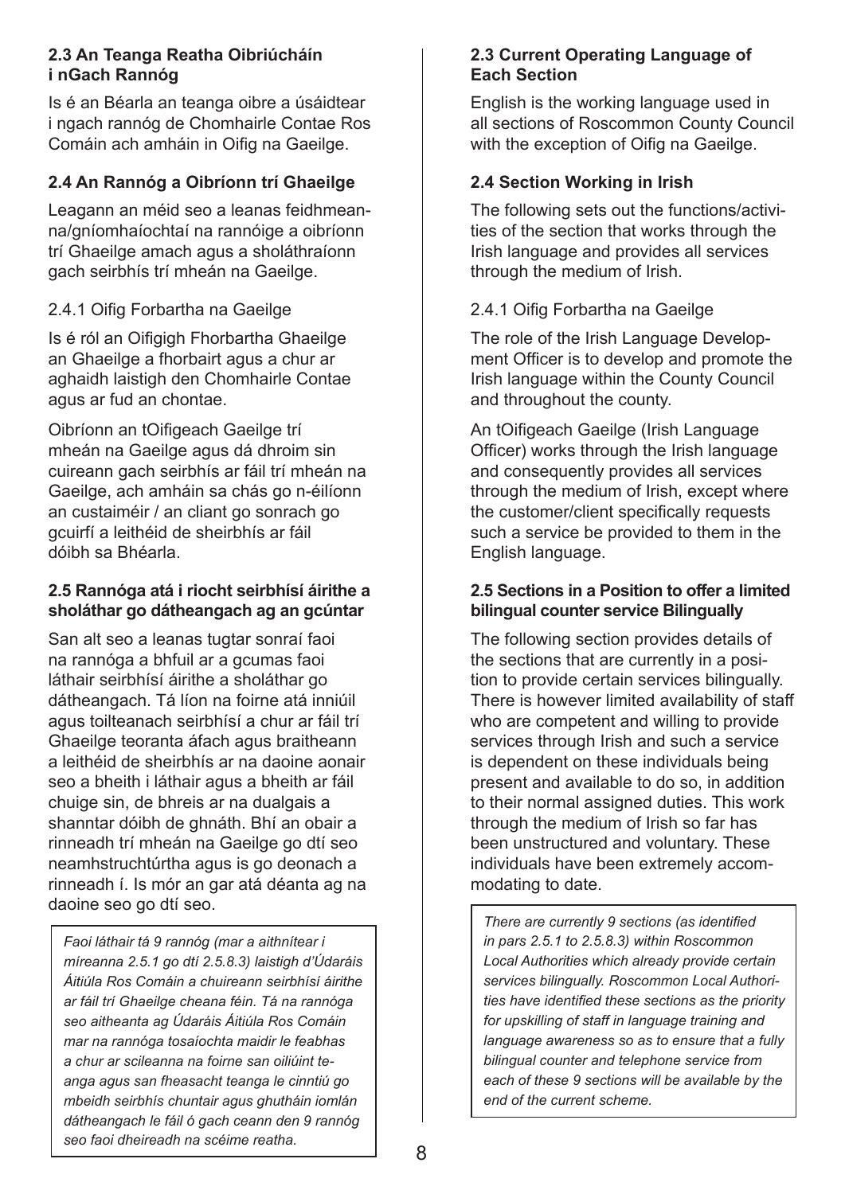### 2.3 An Teanga Reatha Oibriúcháin i nGach Rannóg

Is é an Béarla an teanga oibre a úsáidtear i ngach rannóg de Chomhairle Contae Ros Comáin ach amháin in Oifig na Gaeilge.

### 2.4 An Rannóg a Oibríonn trí Ghaeilge

Leagann an méid seo a leanas feidhmeanna/gníomhaíochtaí na rannóige a oibríonn trí Ghaeilge amach agus a sholáthraíonn gach seirbhís trí mheán na Gaeilge.

2.4.1 Oifig Forbartha na Gaeilge

Is é ról an Oifigigh Fhorbartha Ghaeilge an Ghaeilge a fhorbairt agus a chur ar aghaidh laistigh den Chomhairle Contae agus ar fud an chontae.

Oibríonn an tOifigeach Gaeilge trí mheán na Gaeilge agus dá dhroim sin cuireann gach seirbhís ar fáil trí mheán na Gaeilge, ach amháin sa chás go n-éilíonn an custaiméir / an cliant go sonrach go gcuirfí a leithéid de sheirbhís ar fáil dóibh sa Bhéarla.

### 2.5 Rannóga atá i riocht seirbhísí áirithe a sholáthar go dátheangach ag an gcúntar

San alt seo a leanas tugtar sonraí faoi na rannóga a bhfuil ar a gcumas faoi láthair seirbhísí áirithe a sholáthar go dátheangach. Tá líon na foirne atá inniúil agus toilteanach seirbhísí a chur ar fáil trí Ghaeilge teoranta áfach agus braitheann a leithéid de sheirbhís ar na daoine aonair seo a bheith i láthair agus a bheith ar fáil chuige sin, de bhreis ar na dualgais a shanntar dóibh de ghnáth. Bhí an obair a rinneadh trí mheán na Gaeilge go dtí seo neamhstruchtúrtha agus is go deonach a rinneadh í. Is mór an gar atá déanta ag na daoine seo go dtí seo.

*Faoi láthair tá 9 rannóg (mar a aithnítear i míreanna 2.5.1 go dtí 2.5.8.3) laistigh d'Údaráis Áitiúla Ros Comáin a chuireann seirbhísí áirithe ar fáil trí Ghaeilge cheana féin. Tá na rannóga seo aitheanta ag Údaráis Áitiúla Ros Comáin mar na rannóga tosaíochta maidir le feabhas a chur ar scileanna na foirne san oiliúint teanga agus san fheasacht teanga le cinntiú go mbeidh seirbhís chuntair agus ghutháin iomlán dátheangach le fáil ó gach ceann den 9 rannóg seo faoi dheireadh na scéime reatha.*

### 2.3 Current Operating Language of Each Section

English is the working language used in all sections of Roscommon County Council with the exception of Oifig na Gaeilge.

### 2.4 Section Working in Irish

The following sets out the functions/activities of the section that works through the Irish language and provides all services through the medium of Irish.

2.4.1 Oifig Forbartha na Gaeilge

The role of the Irish Language Development Officer is to develop and promote the Irish language within the County Council and throughout the county.

An tOifigeach Gaeilge (Irish Language Officer) works through the Irish language and consequently provides all services through the medium of Irish, except where the customer/client specifically requests such a service be provided to them in the English language.

### 2.5 Sections in a Position to offer a limited bilingual counter service Bilingually

The following section provides details of the sections that are currently in a position to provide certain services bilingually. There is however limited availability of staff who are competent and willing to provide services through Irish and such a service is dependent on these individuals being present and available to do so, in addition to their normal assigned duties. This work through the medium of Irish so far has been unstructured and voluntary. These individuals have been extremely accommodating to date.

*There are currently 9 sections (as identified in pars 2.5.1 to 2.5.8.3) within Roscommon Local Authorities which already provide certain services bilingually. Roscommon Local Authorities have identified these sections as the priority for upskilling of staff in language training and language awareness so as to ensure that a fully bilingual counter and telephone service from each of these 9 sections will be available by the end of the current scheme.*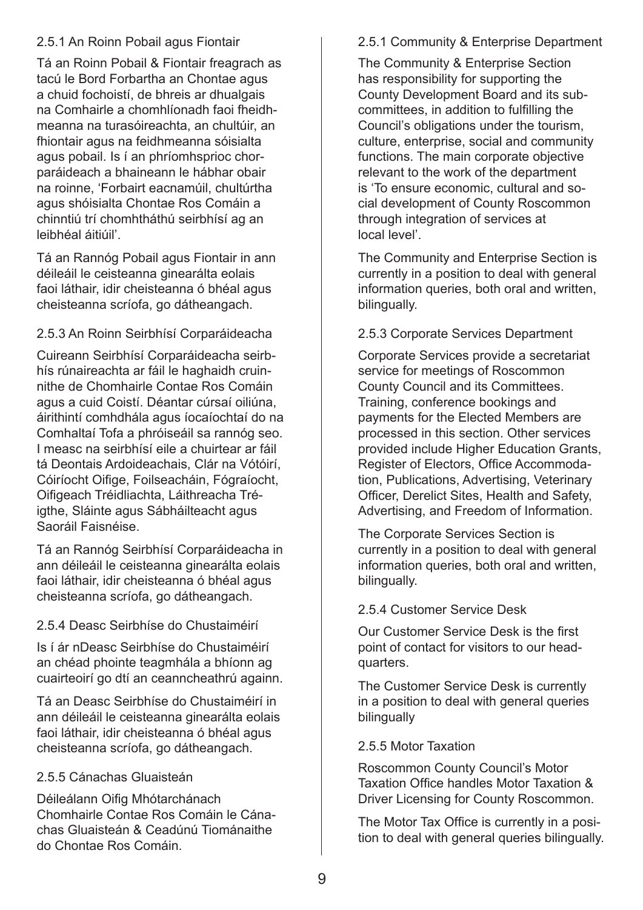2.5.1 An Roinn Pobail agus Fiontair

Tá an Roinn Pobail & Fiontair freagrach as tacú le Bord Forbartha an Chontae agus a chuid fochoistí, de bhreis ar dhualgais na Comhairle a chomhlíonadh faoi fheidhmeanna na turasóireachta, an chultúir, an fhiontair agus na feidhmeanna sóisialta agus pobail. Is í an phríomhsprioc chorparáideach a bhaineann le hábhar obair na roinne, 'Forbairt eacnamúil, chultúrtha agus shóisialta Chontae Ros Comáin a chinntiú trí chomhtháthú seirbhísí ag an leibhéal áitiúil'.

Tá an Rannóg Pobail agus Fiontair in ann déileáil le ceisteanna ginearálta eolais faoi láthair, idir cheisteanna ó bhéal agus cheisteanna scríofa, go dátheangach.

2.5.3 An Roinn Seirbhísí Corparáideacha

Cuireann Seirbhísí Corparáideacha seirbhís rúnaireachta ar fáil le haghaidh cruinnithe de Chomhairle Contae Ros Comáin agus a cuid Coistí. Déantar cúrsaí oiliúna, áirithintí comhdhála agus íocaíochtaí do na Comhaltaí Tofa a phróiseáil sa rannóg seo. I measc na seirbhísí eile a chuirtear ar fáil tá Deontais Ardoideachais, Clár na Vótóirí, Cóiríocht Oifige, Foilseacháin, Fógraíocht, Oifigeach Tréidliachta, Láithreacha Tréigthe, Sláinte agus Sábháilteacht agus Saoráil Faisnéise.

Tá an Rannóg Seirbhísí Corparáideacha in ann déileáil le ceisteanna ginearálta eolais faoi láthair, idir cheisteanna ó bhéal agus cheisteanna scríofa, go dátheangach.

2.5.4 Deasc Seirbhíse do Chustaiméirí

Is í ár nDeasc Seirbhíse do Chustaiméirí an chéad phointe teagmhála a bhíonn ag cuairteoirí go dtí an ceanncheathrú againn.

Tá an Deasc Seirbhíse do Chustaiméirí in ann déileáil le ceisteanna ginearálta eolais faoi láthair, idir cheisteanna ó bhéal agus cheisteanna scríofa, go dátheangach.

2.5.5 Cánachas Gluaisteán

Déileálann Oifig Mhótarchánach Chomhairle Contae Ros Comáin le Cánachas Gluaisteán & Ceadúnú Tiománaithe do Chontae Ros Comáin.

2.5.1 Community & Enterprise Department

The Community & Enterprise Section has responsibility for supporting the County Development Board and its sub-committees, in addition to fulfilling the Council's obligations under the tourism, culture, enterprise, social and community functions. The main corporate objective relevant to the work of the department is 'To ensure economic, cultural and social development of County Roscommon through integration of services at local level'.

The Community and Enterprise Section is currently in a position to deal with general information queries, both oral and written, bilingually.

2.5.3 Corporate Services Department

Corporate Services provide a secretariat service for meetings of Roscommon County Council and its Committees. Training, conference bookings and payments for the Elected Members are processed in this section. Other services provided include Higher Education Grants, Register of Electors, Office Accommodation, Publications, Advertising, Veterinary Officer, Derelict Sites, Health and Safety, Advertising, and Freedom of Information.

The Corporate Services Section is currently in a position to deal with general information queries, both oral and written, bilingually.

2.5.4 Customer Service Desk

Our Customer Service Desk is the first point of contact for visitors to our headquarters.

The Customer Service Desk is currently in a position to deal with general queries bilingually

2.5.5 Motor Taxation

Roscommon County Council's Motor Taxation Office handles Motor Taxation & Driver Licensing for County Roscommon.

The Motor Tax Office is currently in a position to deal with general queries bilingually.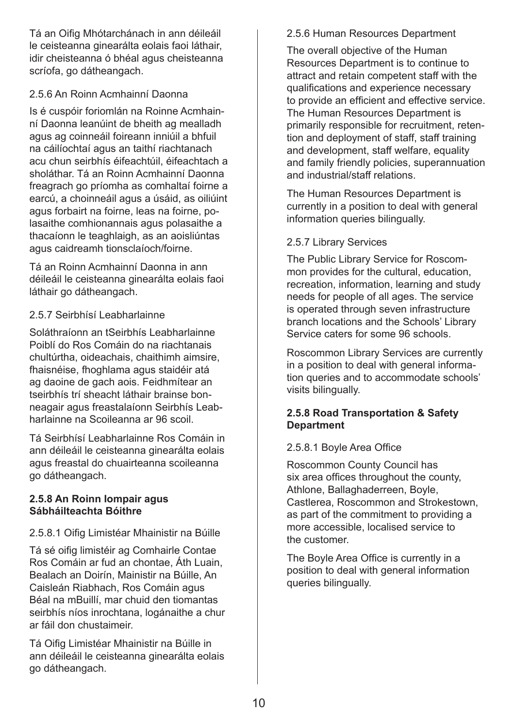Tá an Oifig Mhótarchánach in ann déileáil le ceisteanna ginearálta eolais faoi láthair, idir cheisteanna ó bhéal agus cheisteanna scríofa, go dátheangach.

2.5.6 An Roinn Acmhainní Daonna

Is é cuspóir foriomlán na Roinne Acmhainní Daonna leanúint de bheith ag mealladh agus ag coinneáil foireann inniúil a bhfuil na cáilíochtaí agus an taithí riachtanach acu chun seirbhís éifeachtúil, éifeachtach a sholáthar. Tá an Roinn Acmhainní Daonna freagrach go príomha as comhaltaí foirne a earcú, a choinneáil agus a úsáid, as oiliúint agus forbairt na foirne, leas na foirne, polasaithe comhionannais agus polasaithe a thacaíonn le teaghlaigh, as an aoisliúntas agus caidreamh tionsclaíoch/foirne.

Tá an Roinn Acmhainní Daonna in ann déileáil le ceisteanna ginearálta eolais faoi láthair go dátheangach.

2.5.7 Seirbhísí Leabharlainne

Soláthraíonn an tSeirbhís Leabharlainne Poiblí do Ros Comáin do na riachtanais chultúrtha, oideachais, chaithimh aimsire, fhaisnéise, fhoghlama agus staidéir atá ag daoine de gach aois. Feidhmítear an tseirbhís trí sheacht láthair brainse bonneagair agus freastalaíonn Seirbhís Leabharlainne na Scoileanna ar 96 scoil.

Tá Seirbhísí Leabharlainne Ros Comáin in ann déileáil le ceisteanna ginearálta eolais agus freastal do chuairteanna scoileanna go dátheangach.

**2.5.8 An Roinn Iompair agus Sábháilteachta Bóithre**

2.5.8.1 Oifig Limistéar Mhainistir na Búille

Tá sé oifig limistéir ag Comhairle Contae Ros Comáin ar fud an chontae, Áth Luain, Bealach an Doirín, Mainistir na Búille, An Caisleán Riabhach, Ros Comáin agus Béal na mBuillí, mar chuid den tiomantas seirbhís níos inrochtana, logánaithe a chur ar fáil don chustaimeir.

Tá Oifig Limistéar Mhainistir na Búille in ann déileáil le ceisteanna ginearálta eolais go dátheangach.

2.5.6 Human Resources Department

The overall objective of the Human Resources Department is to continue to attract and retain competent staff with the qualifications and experience necessary to provide an efficient and effective service. The Human Resources Department is primarily responsible for recruitment, retention and deployment of staff, staff training and development, staff welfare, equality and family friendly policies, superannuation and industrial/staff relations.

The Human Resources Department is currently in a position to deal with general information queries bilingually.

2.5.7 Library Services

The Public Library Service for Roscommon provides for the cultural, education, recreation, information, learning and study needs for people of all ages. The service is operated through seven infrastructure branch locations and the Schools' Library Service caters for some 96 schools.

Roscommon Library Services are currently in a position to deal with general information queries and to accommodate schools' visits bilingually.

**2.5.8 Road Transportation & Safety Department**

2.5.8.1 Boyle Area Office

Roscommon County Council has six area offices throughout the county, Athlone, Ballaghaderreen, Boyle, Castlerea, Roscommon and Strokestown, as part of the commitment to providing a more accessible, localised service to the customer.

The Boyle Area Office is currently in a position to deal with general information queries bilingually.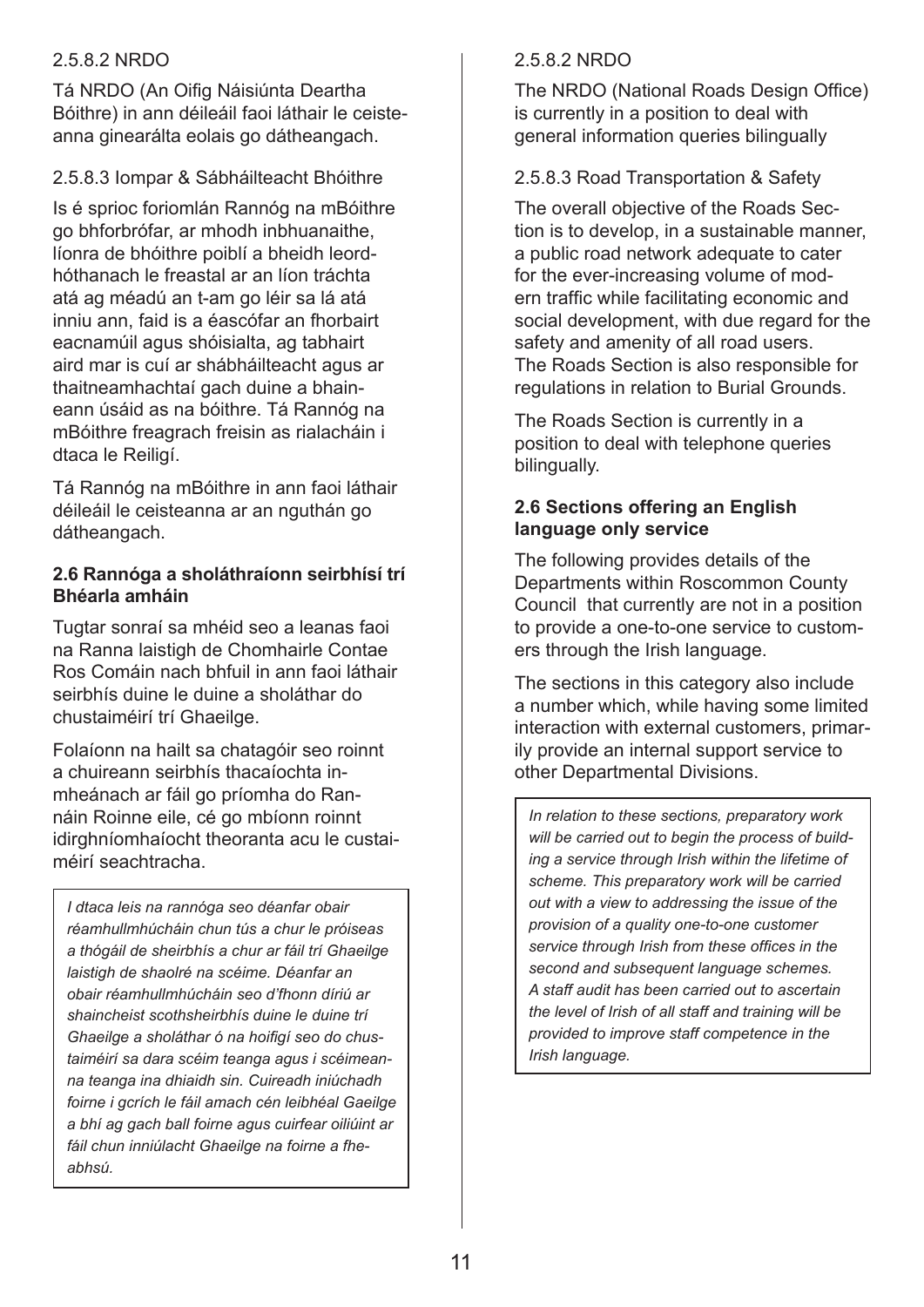2.5.8.2 NRDO

Tá NRDO (An Oifig Náisiúnta Deartha Bóithre) in ann déileáil faoi láthair le ceisteanna ginearálta eolais go dátheangach.

2.5.8.3 Iompar & Sábháilteacht Bhóithre

Is é sprioc foriomlán Rannóg na mBóithre go bhforbrófar, ar mhodh inbhuanaithe, líonra de bhóithre poiblí a bheidh leordhóthanach le freastal ar an líon tráchta atá ag méadú an t-am go léir sa lá atá inniu ann, faid is a éascófar an fhorbairt eacnamúil agus shóisialta, ag tabhairt aird mar is cuí ar shábháilteacht agus ar thaitneamhachtaí gach duine a bhaineann úsáid as na bóithre. Tá Rannóg na mBóithre freagrach freisin as rialacháin i dtaca le Reiligí.

Tá Rannóg na mBóithre in ann faoi láthair déileáil le ceisteanna ar an nguthán go dátheangach.

**2.6 Rannóga a sholáthraíonn seirbhísí trí Bhéarla amháin**

Tugtar sonraí sa mhéid seo a leanas faoi na Ranna laistigh de Chomhairle Contae Ros Comáin nach bhfuil in ann faoi láthair seirbhís duine le duine a sholáthar do chustaiméirí trí Ghaeilge.

Folaíonn na hailt sa chatagóir seo roinnt a chuireann seirbhís thacaíochta inmheánach ar fáil go príomha do Rannáin Roinne eile, cé go mbíonn roinnt idirghníomhaíocht theoranta acu le custaiméirí seachtracha.

> *I dtaca leis na rannóga seo déanfar obair réamhullmhúcháin chun tús a chur le próiseas a thógáil de sheirbhís a chur ar fáil trí Ghaeilge laistigh de shaolré na scéime. Déanfar an obair réamhullmhúcháin seo d'fhonn díriú ar shaincheist scothsheirbhís duine le duine trí Ghaeilge a sholáthar ó na hoifigí seo do chustaiméirí sa dara scéim teanga agus i scéimeanna teanga ina dhiaidh sin. Cuireadh iniúchadh foirne i gcrích le fáil amach cén leibhéal Gaeilge a bhí ag gach ball foirne agus cuirfear oiliúint ar fáil chun inniúlacht Ghaeilge na foirne a fheabhsú.*

2.5.8.2 NRDO

The NRDO (National Roads Design Office) is currently in a position to deal with general information queries bilingually

2.5.8.3 Road Transportation & Safety

The overall objective of the Roads Section is to develop, in a sustainable manner, a public road network adequate to cater for the ever-increasing volume of modern traffic while facilitating economic and social development, with due regard for the safety and amenity of all road users. The Roads Section is also responsible for regulations in relation to Burial Grounds.

The Roads Section is currently in a position to deal with telephone queries bilingually.

**2.6 Sections offering an English language only service**

The following provides details of the Departments within Roscommon County Council that currently are not in a position to provide a one-to-one service to customers through the Irish language.

The sections in this category also include a number which, while having some limited interaction with external customers, primarily provide an internal support service to other Departmental Divisions.

> *In relation to these sections, preparatory work will be carried out to begin the process of building a service through Irish within the lifetime of scheme. This preparatory work will be carried out with a view to addressing the issue of the provision of a quality one-to-one customer service through Irish from these offices in the second and subsequent language schemes. A staff audit has been carried out to ascertain the level of Irish of all staff and training will be provided to improve staff competence in the Irish language.*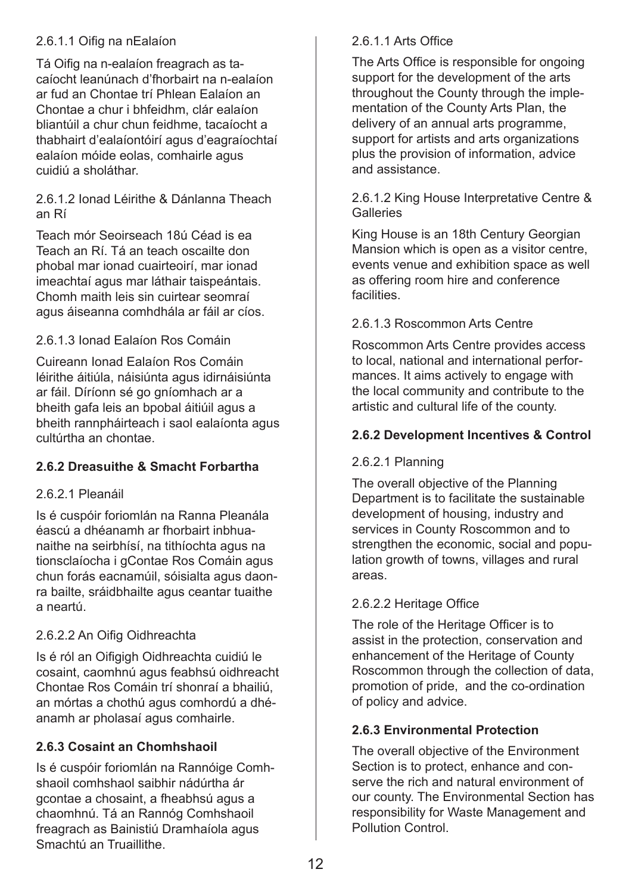2.6.1.1 Oifig na nEalaíon

Tá Oifig na n-ealaíon freagrach as tacaíocht leanúnach d'fhorbairt na n-ealaíon ar fud an Chontae trí Phlean Ealaíon an Chontae a chur i bhfeidhm, clár ealaíon bliantúil a chur chun feidhme, tacaíocht a thabhairt d'ealaíontóirí agus d'eagraíochtaí ealaíon móide eolas, comhairle agus cuidiú a sholáthar.

2.6.1.2 Ionad Léirithe & Dánlanna Theach an Rí

Teach mór Seoirseach 18ú Céad is ea Teach an Rí. Tá an teach oscailte don phobal mar ionad cuairteoirí, mar ionad imeachtaí agus mar láthair taispeántais. Chomh maith leis sin cuirtear seomraí agus áiseanna comhdhála ar fáil ar cíos.

2.6.1.3 Ionad Ealaíon Ros Comáin

Cuireann Ionad Ealaíon Ros Comáin léirithe áitiúla, náisiúnta agus idirnáisiúnta ar fáil. Díríonn sé go gníomhach ar a bheith gafa leis an bpobal áitiúil agus a bheith rannpháirteach i saol ealaíonta agus cultúrtha an chontae.

**2.6.2 Dreasuithe & Smacht Forbartha**

2.6.2.1 Pleanáil

Is é cuspóir foriomlán na Ranna Pleanála éascú a dhéanamh ar fhorbairt inbhuanaithe na seirbhísí, na tithíochta agus na tionsclaíocha i gContae Ros Comáin agus chun forás eacnamúil, sóisialta agus daonra bailte, sráidbhailte agus ceantar tuaithe a neartú.

2.6.2.2 An Oifig Oidhreachta

Is é ról an Oifigigh Oidhreachta cuidiú le cosaint, caomhnú agus feabhsú oidhreacht Chontae Ros Comáin trí shonraí a bhailiú, an mórtas a chothú agus comhordú a dhéanamh ar pholasaí agus comhairle.

**2.6.3 Cosaint an Chomhshaoil**

Is é cuspóir foriomlán na Rannóige Comhshaoil comhshaol saibhir nádúrtha ár gcontae a chosaint, a fheabhsú agus a chaomhnú. Tá an Rannóg Comhshaoil freagrach as Bainistiú Dramhaíola agus Smachtú an Truaillithe.

2.6.1.1 Arts Office

The Arts Office is responsible for ongoing support for the development of the arts throughout the County through the implementation of the County Arts Plan, the delivery of an annual arts programme, support for artists and arts organizations plus the provision of information, advice and assistance.

2.6.1.2 King House Interpretative Centre & Galleries

King House is an 18th Century Georgian Mansion which is open as a visitor centre, events venue and exhibition space as well as offering room hire and conference facilities.

2.6.1.3 Roscommon Arts Centre

Roscommon Arts Centre provides access to local, national and international performances. It aims actively to engage with the local community and contribute to the artistic and cultural life of the county.

**2.6.2 Development Incentives & Control**

2.6.2.1 Planning

The overall objective of the Planning Department is to facilitate the sustainable development of housing, industry and services in County Roscommon and to strengthen the economic, social and population growth of towns, villages and rural areas.

2.6.2.2 Heritage Office

The role of the Heritage Officer is to assist in the protection, conservation and enhancement of the Heritage of County Roscommon through the collection of data, promotion of pride, and the co-ordination of policy and advice.

**2.6.3 Environmental Protection**

The overall objective of the Environment Section is to protect, enhance and conserve the rich and natural environment of our county. The Environmental Section has responsibility for Waste Management and Pollution Control.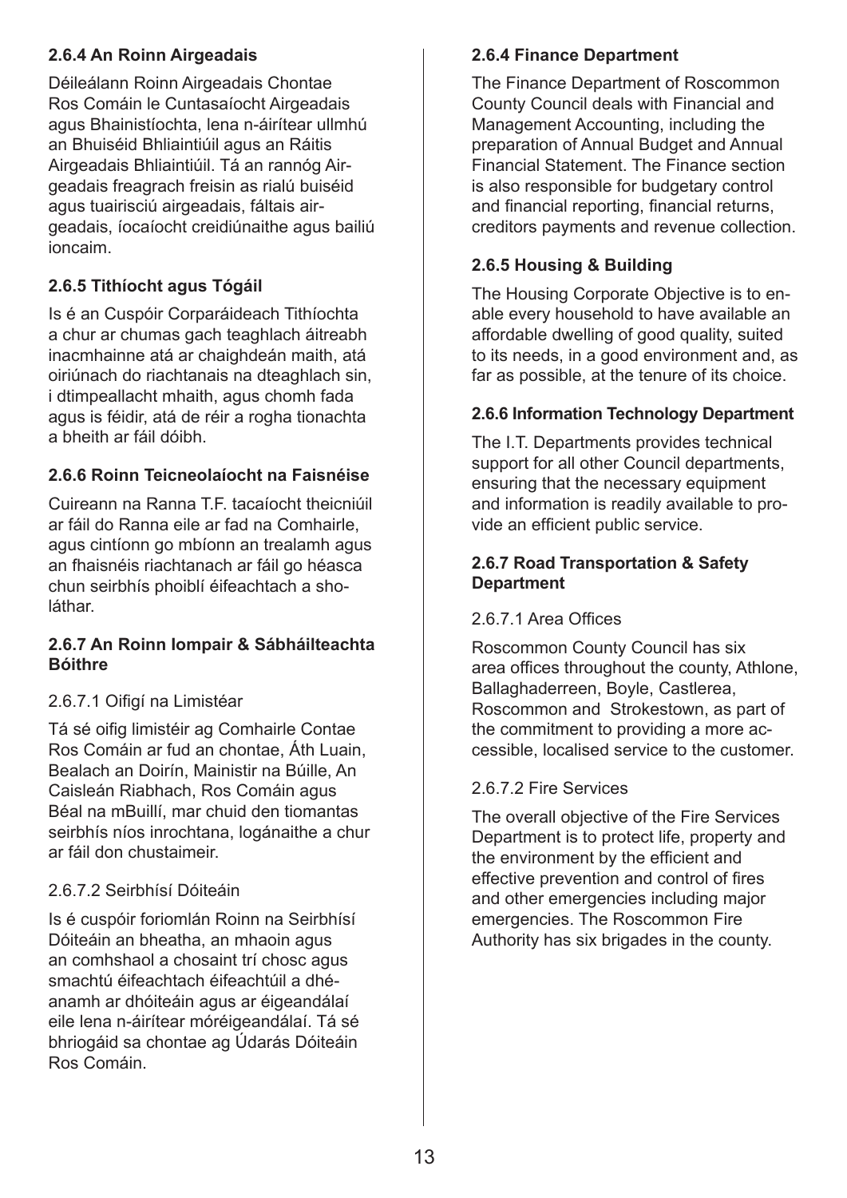#### 2.6.4 An Roinn Airgeadais

Déileálann Roinn Airgeadais Chontae Ros Comáin le Cuntasaíocht Airgeadais agus Bhainistíochta, lena n-áirítear ullmhú an Bhuiséid Bhliaintiúil agus an Ráitis Airgeadais Bhliaintiúil. Tá an rannóg Airgeadais freagrach freisin as rialú buiséid agus tuairisciú airgeadais, fáltais airgeadais, íocaíocht creidiúnaithe agus bailiú ioncaim.

#### 2.6.5 Tithíocht agus Tógáil

Is é an Cuspóir Corparáideach Tithíochta a chur ar chumas gach teaghlach áitreabh inacmhainne atá ar chaighdeán maith, atá oiriúnach do riachtanais na dteaghlach sin, i dtimpeallacht mhaith, agus chomh fada agus is féidir, atá de réir a rogha tionachta a bheith ar fáil dóibh.

#### 2.6.6 Roinn Teicneolaíocht na Faisnéise

Cuireann na Ranna T.F. tacaíocht theicniúil ar fáil do Ranna eile ar fad na Comhairle, agus cintíonn go mbíonn an trealamh agus an fhaisnéis riachtanach ar fáil go héasca chun seirbhís phoiblí éifeachtach a sholáthar.

#### 2.6.7 An Roinn Iompair & Sábháilteachta Bóithre

2.6.7.1 Oifigí na Limistéar

Tá sé oifig limistéir ag Comhairle Contae Ros Comáin ar fud an chontae, Áth Luain, Bealach an Doirín, Mainistir na Búille, An Caisleán Riabhach, Ros Comáin agus Béal na mBuillí, mar chuid den tiomantas seirbhís níos inrochtana, logánaithe a chur ar fáil don chustaimeir.

2.6.7.2 Seirbhísí Dóiteáin

Is é cuspóir foriomlán Roinn na Seirbhísí Dóiteáin an bheatha, an mhaoin agus an comhshaol a chosaint trí chosc agus smachtú éifeachtach éifeachtúil a dhéanamh ar dhóiteáin agus ar éigeandálaí eile lena n-áirítear móréigeandálaí. Tá sé bhriogáid sa chontae ag Údarás Dóiteáin Ros Comáin.

#### 2.6.4 Finance Department

The Finance Department of Roscommon County Council deals with Financial and Management Accounting, including the preparation of Annual Budget and Annual Financial Statement. The Finance section is also responsible for budgetary control and financial reporting, financial returns, creditors payments and revenue collection.

#### 2.6.5 Housing & Building

The Housing Corporate Objective is to enable every household to have available an affordable dwelling of good quality, suited to its needs, in a good environment and, as far as possible, at the tenure of its choice.

#### 2.6.6 Information Technology Department

The I.T. Departments provides technical support for all other Council departments, ensuring that the necessary equipment and information is readily available to provide an efficient public service.

#### 2.6.7 Road Transportation & Safety Department

2.6.7.1 Area Offices

Roscommon County Council has six area offices throughout the county, Athlone, Ballaghaderreen, Boyle, Castlerea, Roscommon and Strokestown, as part of the commitment to providing a more accessible, localised service to the customer.

2.6.7.2 Fire Services

The overall objective of the Fire Services Department is to protect life, property and the environment by the efficient and effective prevention and control of fires and other emergencies including major emergencies. The Roscommon Fire Authority has six brigades in the county.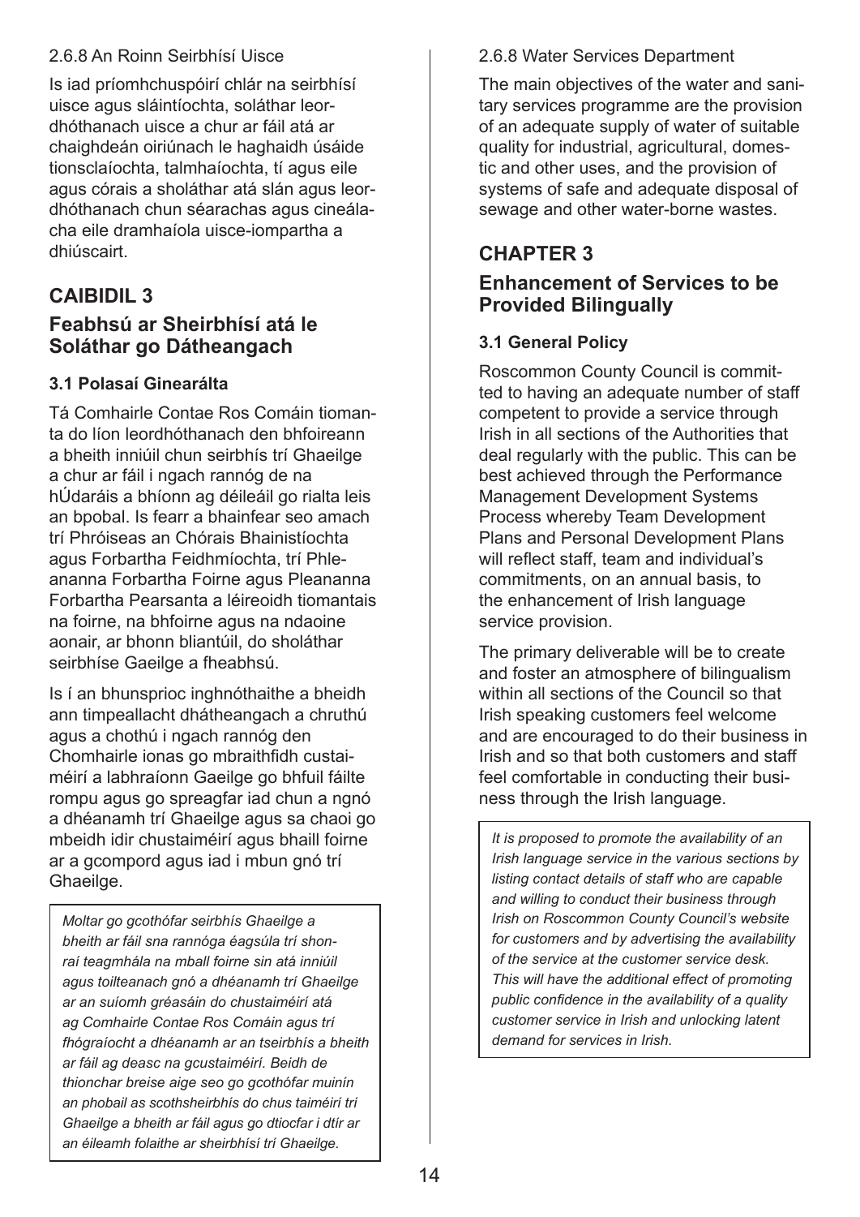2.6.8 An Roinn Seirbhísí Uisce

Is iad príomhchuspóirí chlár na seirbhísí uisce agus sláintíochta, soláthar leordhóthanach uisce a chur ar fáil atá ar chaighdeán oiriúnach le haghaidh úsáide tionsclaíochta, talmhaíochta, tí agus eile agus córais a sholáthar atá slán agus leordhóthanach chun séarachas agus cineálacha eile dramhaíola uisce-iompartha a dhiúscairt.

# CAIBIDIL 3

## Feabhsú ar Sheirbhísí atá le Soláthar go Dátheangach

### 3.1 Polasaí Ginearálta

Tá Comhairle Contae Ros Comáin tiomanta do líon leordhóthanach den bhfoireann a bheith inniúil chun seirbhís trí Ghaeilge a chur ar fáil i ngach rannóg de na hÚdaráis a bhíonn ag déileáil go rialta leis an bpobal. Is fearr a bhainfear seo amach trí Phróiseas an Chórais Bhainistíochta agus Forbartha Feidhmíochta, trí Phleananna Forbartha Foirne agus Pleananna Forbartha Pearsanta a léireoidh tiomantais na foirne, na bhfoirne agus na ndaoine aonair, ar bhonn bliantúil, do sholáthar seirbhíse Gaeilge a fheabhsú.

Is í an bhunsprioc inghnóthaithe a bheidh ann timpeallacht dhátheangach a chruthú agus a chothú i ngach rannóg den Chomhairle ionas go mbraithfidh custaiméirí a labhraíonn Gaeilge go bhfuil fáilte rompu agus go spreagfar iad chun a ngnó a dhéanamh trí Ghaeilge agus sa chaoi go mbeidh idir chustaiméirí agus bhaill foirne ar a gcompord agus iad i mbun gnó trí Ghaeilge.

*Moltar go gcothófar seirbhís Ghaeilge a bheith ar fáil sna rannóga éagsúla trí shonraí teagmhála na mball foirne sin atá inniúil agus toilteanach gnó a dhéanamh trí Ghaeilge ar an suíomh gréasáin do chustaiméirí atá ag Comhairle Contae Ros Comáin agus trí fhógraíocht a dhéanamh ar an tseirbhís a bheith ar fáil ag deasc na gcustaiméirí. Beidh de thionchar breise aige seo go gcothófar muinín an phobail as scothsheirbhís do chus taiméirí trí Ghaeilge a bheith ar fáil agus go dtiocfar i dtír ar an éileamh folaithe ar sheirbhísí trí Ghaeilge.*

2.6.8 Water Services Department

The main objectives of the water and sanitary services programme are the provision of an adequate supply of water of suitable quality for industrial, agricultural, domestic and other uses, and the provision of systems of safe and adequate disposal of sewage and other water-borne wastes.

# CHAPTER 3

## Enhancement of Services to be Provided Bilingually

### 3.1 General Policy

Roscommon County Council is committed to having an adequate number of staff competent to provide a service through Irish in all sections of the Authorities that deal regularly with the public. This can be best achieved through the Performance Management Development Systems Process whereby Team Development Plans and Personal Development Plans will reflect staff, team and individual's commitments, on an annual basis, to the enhancement of Irish language service provision.

The primary deliverable will be to create and foster an atmosphere of bilingualism within all sections of the Council so that Irish speaking customers feel welcome and are encouraged to do their business in Irish and so that both customers and staff feel comfortable in conducting their business through the Irish language.

*It is proposed to promote the availability of an Irish language service in the various sections by listing contact details of staff who are capable and willing to conduct their business through Irish on Roscommon County Council's website for customers and by advertising the availability of the service at the customer service desk. This will have the additional effect of promoting public confidence in the availability of a quality customer service in Irish and unlocking latent demand for services in Irish.*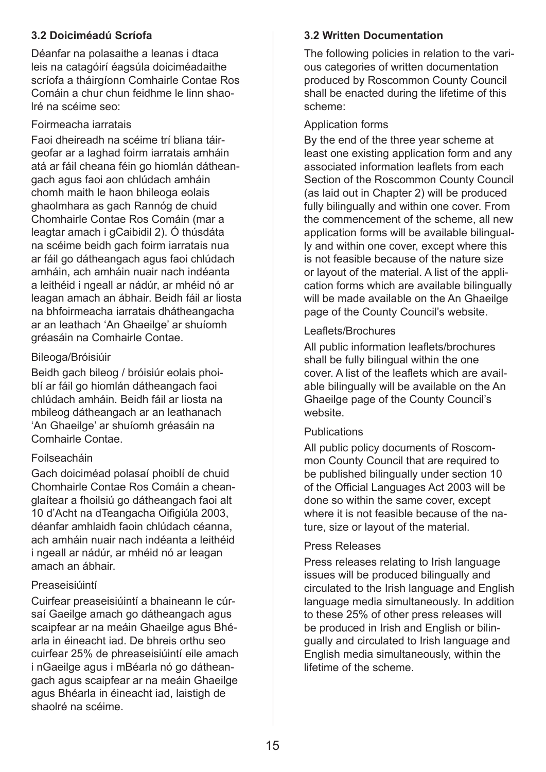### 3.2 Doiciméadú Scríofa

Déanfar na polasaithe a leanas i dtaca leis na catagóirí éagsúla doiciméadaithe scríofa a tháirgíonn Comhairle Contae Ros Comáin a chur chun feidhme le linn shaolré na scéime seo:

Foirmeacha iarratais

Faoi dheireadh na scéime trí bliana táirgeofar ar a laghad foirm iarratais amháin atá ar fáil cheana féin go hiomlán dátheangach agus faoi aon chlúdach amháin chomh maith le haon bhileoga eolais ghaolmhara as gach Rannóg de chuid Chomhairle Contae Ros Comáin (mar a leagtar amach i gCaibidil 2). Ó thúsdáta na scéime beidh gach foirm iarratais nua ar fáil go dátheangach agus faoi chlúdach amháin, ach amháin nuair nach indéanta a leithéid i ngeall ar nádúr, ar mhéid nó ar leagan amach an ábhair. Beidh fáil ar liosta na bhfoirmeacha iarratais dhátheangacha ar an leathach 'An Ghaeilge' ar shuíomh gréasáin na Comhairle Contae.

Bileoga/Bróisiúir

Beidh gach bileog / bróisiúr eolais phoiblí ar fáil go hiomlán dátheangach faoi chlúdach amháin. Beidh fáil ar liosta na mbileog dátheangach ar an leathanach 'An Ghaeilge' ar shuíomh gréasáin na Comhairle Contae.

Foilseacháin

Gach doiciméad polasaí phoiblí de chuid Chomhairle Contae Ros Comáin a cheanglaítear a fhoilsiú go dátheangach faoi alt 10 d'Acht na dTeangacha Oifigiúla 2003, déanfar amhlaidh faoin chlúdach céanna, ach amháin nuair nach indéanta a leithéid i ngeall ar nádúr, ar mhéid nó ar leagan amach an ábhair.

Preaseisiúintí

Cuirfear preaseisiúintí a bhaineann le cúrsaí Gaeilge amach go dátheangach agus scaipfear ar na meáin Ghaeilge agus Bhéarla in éineacht iad. De bhreis orthu seo cuirfear 25% de phreaseisiúintí eile amach i nGaeilge agus i mBéarla nó go dátheangach agus scaipfear ar na meáin Ghaeilge agus Bhéarla in éineacht iad, laistigh de shaolré na scéime.

### 3.2 Written Documentation

The following policies in relation to the various categories of written documentation produced by Roscommon County Council shall be enacted during the lifetime of this scheme:

Application forms

By the end of the three year scheme at least one existing application form and any associated information leaflets from each Section of the Roscommon County Council (as laid out in Chapter 2) will be produced fully bilingually and within one cover. From the commencement of the scheme, all new application forms will be available bilingually and within one cover, except where this is not feasible because of the nature size or layout of the material. A list of the application forms which are available bilingually will be made available on the An Ghaeilge page of the County Council's website.

Leaflets/Brochures

All public information leaflets/brochures shall be fully bilingual within the one cover. A list of the leaflets which are available bilingually will be available on the An Ghaeilge page of the County Council's website.

Publications

All public policy documents of Roscommon County Council that are required to be published bilingually under section 10 of the Official Languages Act 2003 will be done so within the same cover, except where it is not feasible because of the nature, size or layout of the material.

Press Releases

Press releases relating to Irish language issues will be produced bilingually and circulated to the Irish language and English language media simultaneously. In addition to these 25% of other press releases will be produced in Irish and English or bilingually and circulated to Irish language and English media simultaneously, within the lifetime of the scheme.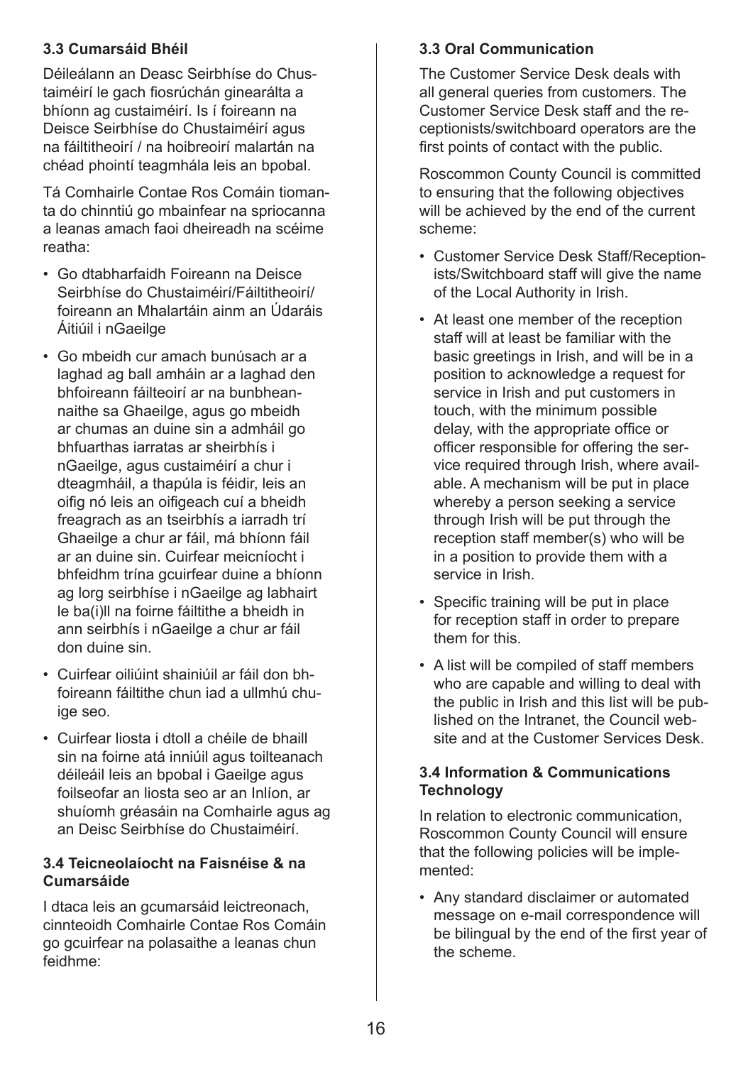### 3.3 Cumarsáid Bhéil

Déileálann an Deasc Seirbhíse do Chustaiméirí le gach fiosrúchán ginearálta a bhíonn ag custaiméirí. Is í foireann na Deisce Seirbhíse do Chustaiméirí agus na fáiltitheoirí / na hoibreoirí malartán na chéad phointí teagmhála leis an bpobal.

Tá Comhairle Contae Ros Comáin tiomanta do chinntiú go mbainfear na spriocanna a leanas amach faoi dheireadh na scéime reatha:

- Go dtabharfaidh Foireann na Deisce Seirbhíse do Chustaiméirí/Fáiltitheoirí/ foireann an Mhalartáin ainm an Údaráis Áitiúil i nGaeilge
- Go mbeidh cur amach bunúsach ar a laghad ag ball amháin ar a laghad den bhfoireann fáilteoirí ar na bunbheannaithe sa Ghaeilge, agus go mbeidh ar chumas an duine sin a admháil go bhfuarthas iarratas ar sheirbhís i nGaeilge, agus custaiméirí a chur i dteagmháil, a thapúla is féidir, leis an oifig nó leis an oifigeach cuí a bheidh freagrach as an tseirbhís a iarradh trí Ghaeilge a chur ar fáil, má bhíonn fáil ar an duine sin. Cuirfear meicníocht i bhfeidhm trína gcuirfear duine a bhíonn ag lorg seirbhíse i nGaeilge ag labhairt le ba(i)ll na foirne fáiltithe a bheidh in ann seirbhís i nGaeilge a chur ar fáil don duine sin.
- Cuirfear oiliúint shainiúil ar fáil don bhfoireann fáiltithe chun iad a ullmhú chuige seo.
- Cuirfear liosta i dtoll a chéile de bhaill sin na foirne atá inniúil agus toilteanach déileáil leis an bpobal i Gaeilge agus foilseofar an liosta seo ar an Inlíon, ar shuíomh gréasáin na Comhairle agus ag an Deisc Seirbhíse do Chustaiméirí.

### 3.4 Teicneolaíocht na Faisnéise & na Cumarsáide

I dtaca leis an gcumarsáid leictreonach, cinnteoidh Comhairle Contae Ros Comáin go gcuirfear na polasaithe a leanas chun feidhme:

### 3.3 Oral Communication

The Customer Service Desk deals with all general queries from customers. The Customer Service Desk staff and the receptionists/switchboard operators are the first points of contact with the public.

Roscommon County Council is committed to ensuring that the following objectives will be achieved by the end of the current scheme:

- Customer Service Desk Staff/Receptionists/Switchboard staff will give the name of the Local Authority in Irish.
- At least one member of the reception staff will at least be familiar with the basic greetings in Irish, and will be in a position to acknowledge a request for service in Irish and put customers in touch, with the minimum possible delay, with the appropriate office or officer responsible for offering the service required through Irish, where available. A mechanism will be put in place whereby a person seeking a service through Irish will be put through the reception staff member(s) who will be in a position to provide them with a service in Irish.
- Specific training will be put in place for reception staff in order to prepare them for this.
- A list will be compiled of staff members who are capable and willing to deal with the public in Irish and this list will be published on the Intranet, the Council website and at the Customer Services Desk.

### 3.4 Information & Communications Technology

In relation to electronic communication, Roscommon County Council will ensure that the following policies will be implemented:

- Any standard disclaimer or automated message on e-mail correspondence will be bilingual by the end of the first year of the scheme.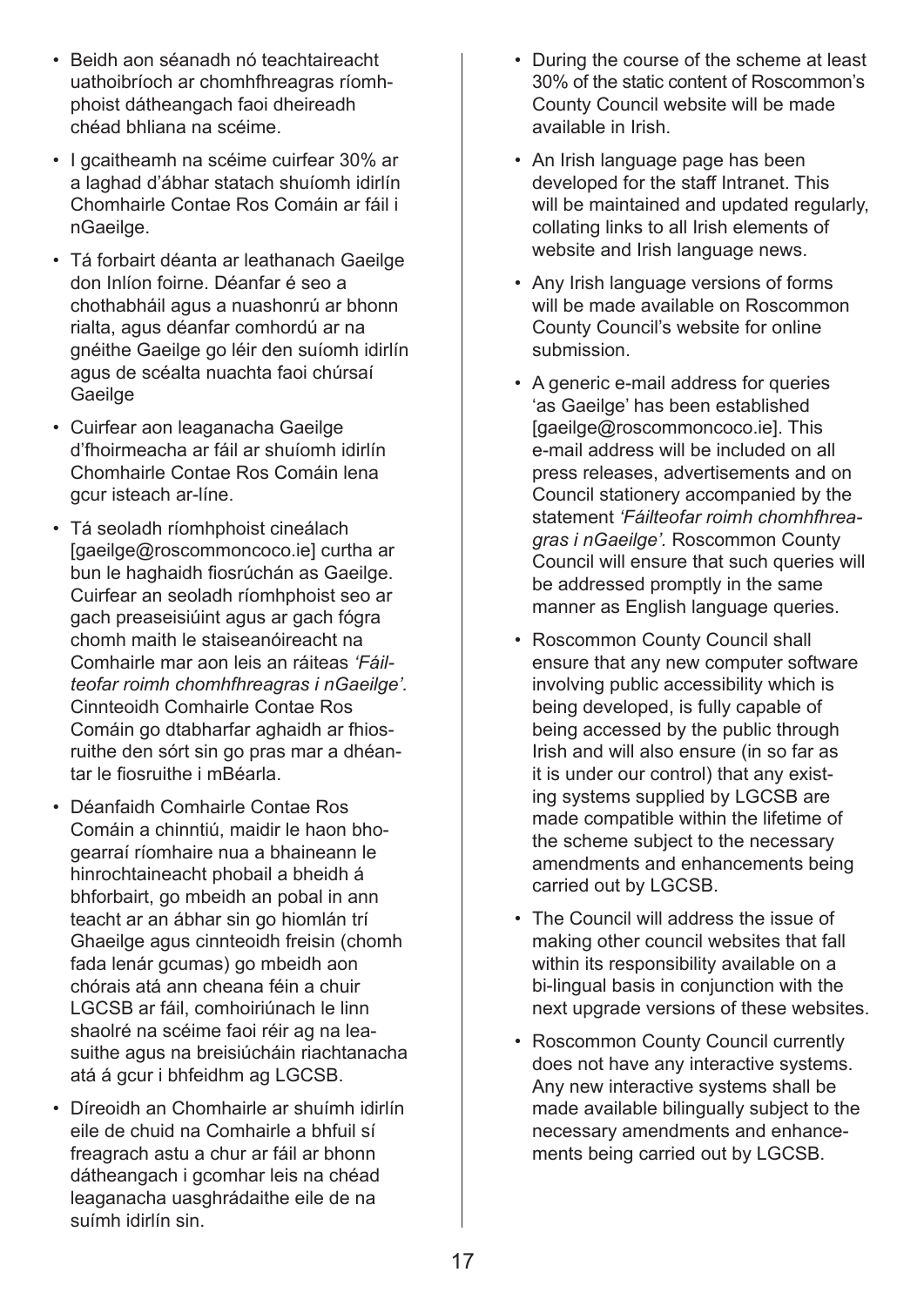- Beidh aon séanadh nó teachtaireacht uathoibríoch ar chomhfhreagras ríomhphoist dátheangach faoi dheireadh chéad bhliana na scéime.
- I gcaitheamh na scéime cuirfear 30% ar a laghad d'ábhar statach shuíomh idirlín Chomhairle Contae Ros Comáin ar fáil i nGaeilge.
- Tá forbairt déanta ar leathanach Gaeilge don Inlíon foirne. Déanfar é seo a chothabháil agus a nuashonrú ar bhonn rialta, agus déanfar comhordú ar na gnéithe Gaeilge go léir den suíomh idirlín agus de scéalta nuachta faoi chúrsaí Gaeilge
- Cuirfear aon leaganacha Gaeilge d'fhoirmeacha ar fáil ar shuíomh idirlín Chomhairle Contae Ros Comáin lena gcur isteach ar-líne.
- Tá seoladh ríomhphoist cineálach [gaeilge@roscommoncoco.ie] curtha ar bun le haghaidh fiosrúchán as Gaeilge. Cuirfear an seoladh ríomhphoist seo ar gach preaseisiúint agus ar gach fógra chomh maith le staiseanóireacht na Comhairle mar aon leis an ráiteas *'Fáilteofar roimh chomhfhreagras i nGaeilge'.* Cinnteoidh Comhairle Contae Ros Comáin go dtabharfar aghaidh ar fhiosruithe den sórt sin go pras mar a dhéantar le fiosruithe i mBéarla.
- Déanfaidh Comhairle Contae Ros Comáin a chinntiú, maidir le haon bhogearraí ríomhaire nua a bhaineann le hinrochtaineacht phobail a bheidh á bhforbairt, go mbeidh an pobal in ann teacht ar an ábhar sin go hiomlán trí Ghaeilge agus cinnteoidh freisin (chomh fada lenár gcumas) go mbeidh aon chórais atá ann cheana féin a chuir LGCSB ar fáil, comhoiriúnach le linn shaolré na scéime faoi réir ag na leasuithe agus na breisiúcháin riachtanacha atá á gcur i bhfeidhm ag LGCSB.
- Díreoidh an Chomhairle ar shuímh idirlín eile de chuid na Comhairle a bhfuil sí freagrach astu a chur ar fáil ar bhonn dátheangach i gcomhar leis na chéad leaganacha uasghrádaithe eile de na suímh idirlín sin.

- During the course of the scheme at least 30% of the static content of Roscommon's County Council website will be made available in Irish.
- An Irish language page has been developed for the staff Intranet. This will be maintained and updated regularly, collating links to all Irish elements of website and Irish language news.
- Any Irish language versions of forms will be made available on Roscommon County Council's website for online submission.
- A generic e-mail address for queries 'as Gaeilge' has been established [gaeilge@roscommoncoco.ie]. This e-mail address will be included on all press releases, advertisements and on Council stationery accompanied by the statement *'Fáilteofar roimh chomhfhreagras i nGaeilge'.* Roscommon County Council will ensure that such queries will be addressed promptly in the same manner as English language queries.
- Roscommon County Council shall ensure that any new computer software involving public accessibility which is being developed, is fully capable of being accessed by the public through Irish and will also ensure (in so far as it is under our control) that any existing systems supplied by LGCSB are made compatible within the lifetime of the scheme subject to the necessary amendments and enhancements being carried out by LGCSB.
- The Council will address the issue of making other council websites that fall within its responsibility available on a bi-lingual basis in conjunction with the next upgrade versions of these websites.
- Roscommon County Council currently does not have any interactive systems. Any new interactive systems shall be made available bilingually subject to the necessary amendments and enhancements being carried out by LGCSB.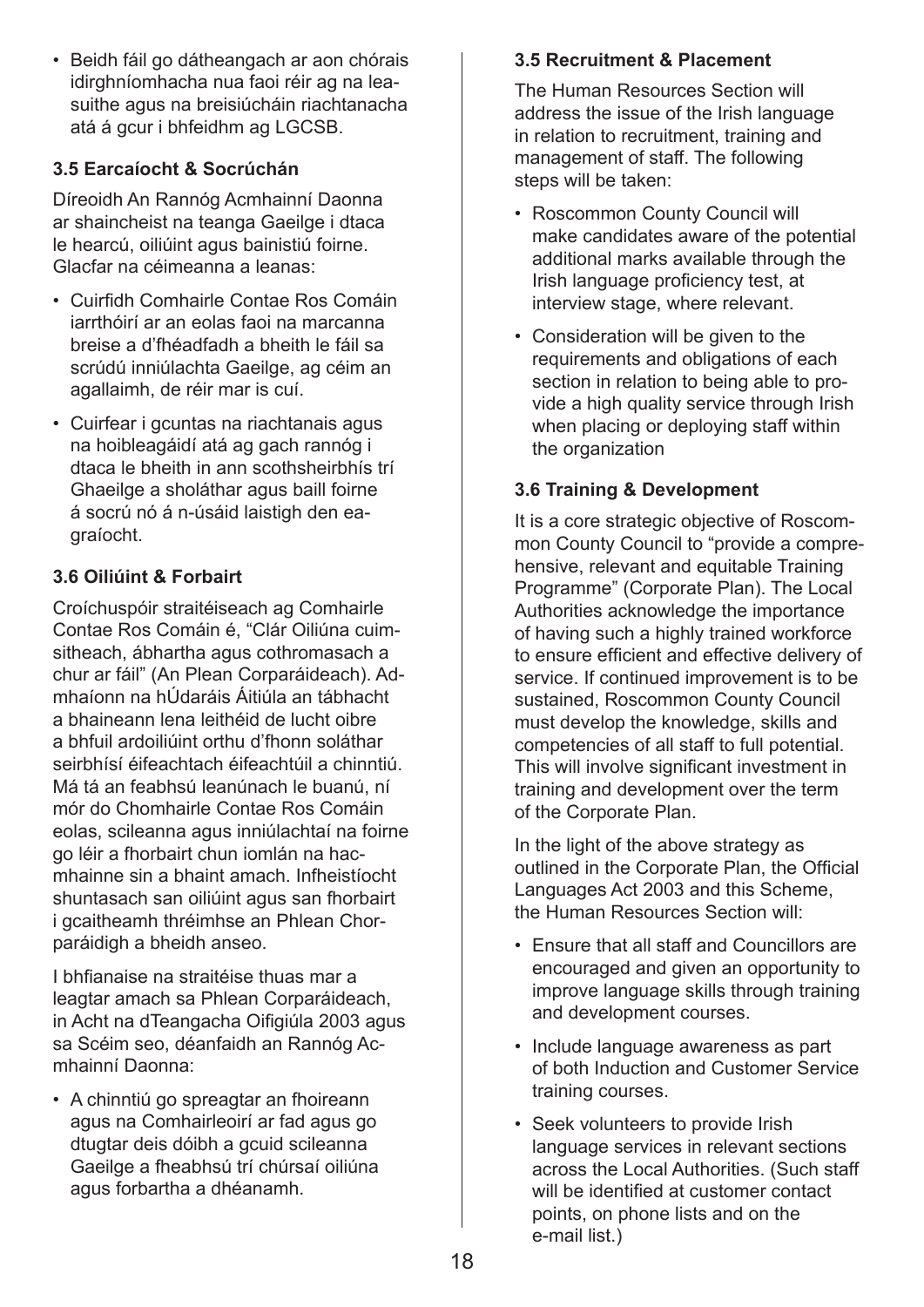- Beidh fáil go dátheangach ar aon chórais idirghníomhacha nua faoi réir ag na leasuithe agus na breisiúcháin riachtanacha atá á gcur i bhfeidhm ag LGCSB.

### 3.5 Earcaíocht & Socrúchán

Díreoidh An Rannóg Acmhainní Daonna ar shaincheist na teanga Gaeilge i dtaca le hearcú, oiliúint agus bainistiú foirne. Glacfar na céimeanna a leanas:

- Cuirfidh Comhairle Contae Ros Comáin iarrthóirí ar an eolas faoi na marcanna breise a d'fhéadfadh a bheith le fáil sa scrúdú inniúlachta Gaeilge, ag céim an agallaimh, de réir mar is cuí.
- Cuirfear i gcuntas na riachtanais agus na hoibleagáidí atá ag gach rannóg i dtaca le bheith in ann scothsheirbhís trí Ghaeilge a sholáthar agus baill foirne á socrú nó á n-úsáid laistigh den eagraíocht.

### 3.6 Oiliúint & Forbairt

Croíchuspóir straitéiseach ag Comhairle Contae Ros Comáin é, "Clár Oiliúna cuimsitheach, ábhartha agus cothromasach a chur ar fáil" (An Plean Corparáideach). Admhaíonn na hÚdaráis Áitiúla an tábhacht a bhaineann lena leithéid de lucht oibre a bhfuil ardoiliúint orthu d'fhonn soláthar seirbhísí éifeachtach éifeachtúil a chinntiú. Má tá an feabhsú leanúnach le buanú, ní mór do Chomhairle Contae Ros Comáin eolas, scileanna agus inniúlachtaí na foirne go léir a fhorbairt chun iomlán na hacmhainne sin a bhaint amach. Infheistíocht shuntasach san oiliúint agus san fhorbairt i gcaitheamh thréimhse an Phlean Chorparáidigh a bheidh anseo.

I bhfianaise na straitéise thuas mar a leagtar amach sa Phlean Corparáideach, in Acht na dTeangacha Oifigiúla 2003 agus sa Scéim seo, déanfaidh an Rannóg Acmhainní Daonna:

- A chinntiú go spreagtar an fhoireann agus na Comhairleoirí ar fad agus go dtugtar deis dóibh a gcuid scileanna Gaeilge a fheabhsú trí chúrsaí oiliúna agus forbartha a dhéanamh.

### 3.5 Recruitment & Placement

The Human Resources Section will address the issue of the Irish language in relation to recruitment, training and management of staff. The following steps will be taken:

- Roscommon County Council will make candidates aware of the potential additional marks available through the Irish language proficiency test, at interview stage, where relevant.
- Consideration will be given to the requirements and obligations of each section in relation to being able to provide a high quality service through Irish when placing or deploying staff within the organization

### 3.6 Training & Development

It is a core strategic objective of Roscommon County Council to "provide a comprehensive, relevant and equitable Training Programme" (Corporate Plan). The Local Authorities acknowledge the importance of having such a highly trained workforce to ensure efficient and effective delivery of service. If continued improvement is to be sustained, Roscommon County Council must develop the knowledge, skills and competencies of all staff to full potential. This will involve significant investment in training and development over the term of the Corporate Plan.

In the light of the above strategy as outlined in the Corporate Plan, the Official Languages Act 2003 and this Scheme, the Human Resources Section will:

- Ensure that all staff and Councillors are encouraged and given an opportunity to improve language skills through training and development courses.
- Include language awareness as part of both Induction and Customer Service training courses.
- Seek volunteers to provide Irish language services in relevant sections across the Local Authorities. (Such staff will be identified at customer contact points, on phone lists and on the e-mail list.)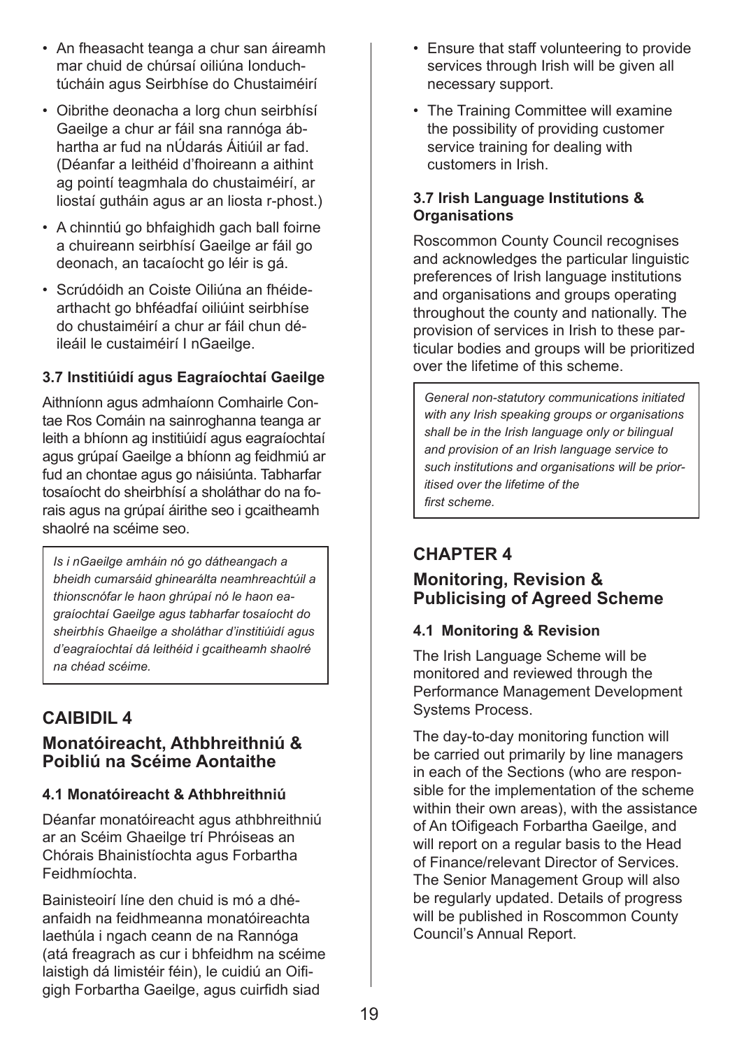- An fheasacht teanga a chur san áireamh mar chuid de chúrsaí oiliúna Ionduchtúcháin agus Seirbhíse do Chustaiméirí
- Oibrithe deonacha a lorg chun seirbhísí Gaeilge a chur ar fáil sna rannóga ábhartha ar fud na nÚdarás Áitiúil ar fad. (Déanfar a leithéid d'fhoireann a aithint ag pointí teagmhala do chustaiméirí, ar liostaí gutháin agus ar an liosta r-phost.)
- A chinntiú go bhfaighidh gach ball foirne a chuireann seirbhísí Gaeilge ar fáil go deonach, an tacaíocht go léir is gá.
- Scrúdóidh an Coiste Oiliúna an fhéidearthacht go bhféadfaí oiliúint seirbhíse do chustaiméirí a chur ar fáil chun déileáil le custaiméirí I nGaeilge.

#### 3.7 Institiúidí agus Eagraíochtaí Gaeilge

Aithníonn agus admhaíonn Comhairle Contae Ros Comáin na sainroghanna teanga ar leith a bhíonn ag institiúidí agus eagraíochtaí agus grúpaí Gaeilge a bhíonn ag feidhmiú ar fud an chontae agus go náisiúnta. Tabharfar tosaíocht do sheirbhísí a sholáthar do na forais agus na grúpaí áirithe seo i gcaitheamh shaolré na scéime seo.

*Is i nGaeilge amháin nó go dátheangach a bheidh cumarsáid ghinearálta neamhreachtúil a thionscnófar le haon ghrúpaí nó le haon eagraíochtaí Gaeilge agus tabharfar tosaíocht do sheirbhís Ghaeilge a sholáthar d'institiúidí agus d'eagraíochtaí dá leithéid i gcaitheamh shaolré na chéad scéime.*

## CAIBIDIL 4

### Monatóireacht, Athbhreithniú & Poibliú na Scéime Aontaithe

#### 4.1 Monatóireacht & Athbhreithniú

Déanfar monatóireacht agus athbhreithniú ar an Scéim Ghaeilge trí Phróiseas an Chórais Bhainistíochta agus Forbartha Feidhmíochta.

Bainisteoirí líne den chuid is mó a dhéanfaidh na feidhmeanna monatóireachta laethúla i ngach ceann de na Rannóga (atá freagrach as cur i bhfeidhm na scéime laistigh dá limistéir féin), le cuidiú an Oifigigh Forbartha Gaeilge, agus cuirfidh siad

- Ensure that staff volunteering to provide services through Irish will be given all necessary support.
- The Training Committee will examine the possibility of providing customer service training for dealing with customers in Irish.

#### 3.7 Irish Language Institutions & Organisations

Roscommon County Council recognises and acknowledges the particular linguistic preferences of Irish language institutions and organisations and groups operating throughout the county and nationally. The provision of services in Irish to these particular bodies and groups will be prioritized over the lifetime of this scheme.

*General non-statutory communications initiated with any Irish speaking groups or organisations shall be in the Irish language only or bilingual and provision of an Irish language service to such institutions and organisations will be prioritised over the lifetime of the first scheme.*

## CHAPTER 4

### Monitoring, Revision & Publicising of Agreed Scheme

#### 4.1 Monitoring & Revision

The Irish Language Scheme will be monitored and reviewed through the Performance Management Development Systems Process.

The day-to-day monitoring function will be carried out primarily by line managers in each of the Sections (who are responsible for the implementation of the scheme within their own areas), with the assistance of An tOifigeach Forbartha Gaeilge, and will report on a regular basis to the Head of Finance/relevant Director of Services. The Senior Management Group will also be regularly updated. Details of progress will be published in Roscommon County Council's Annual Report.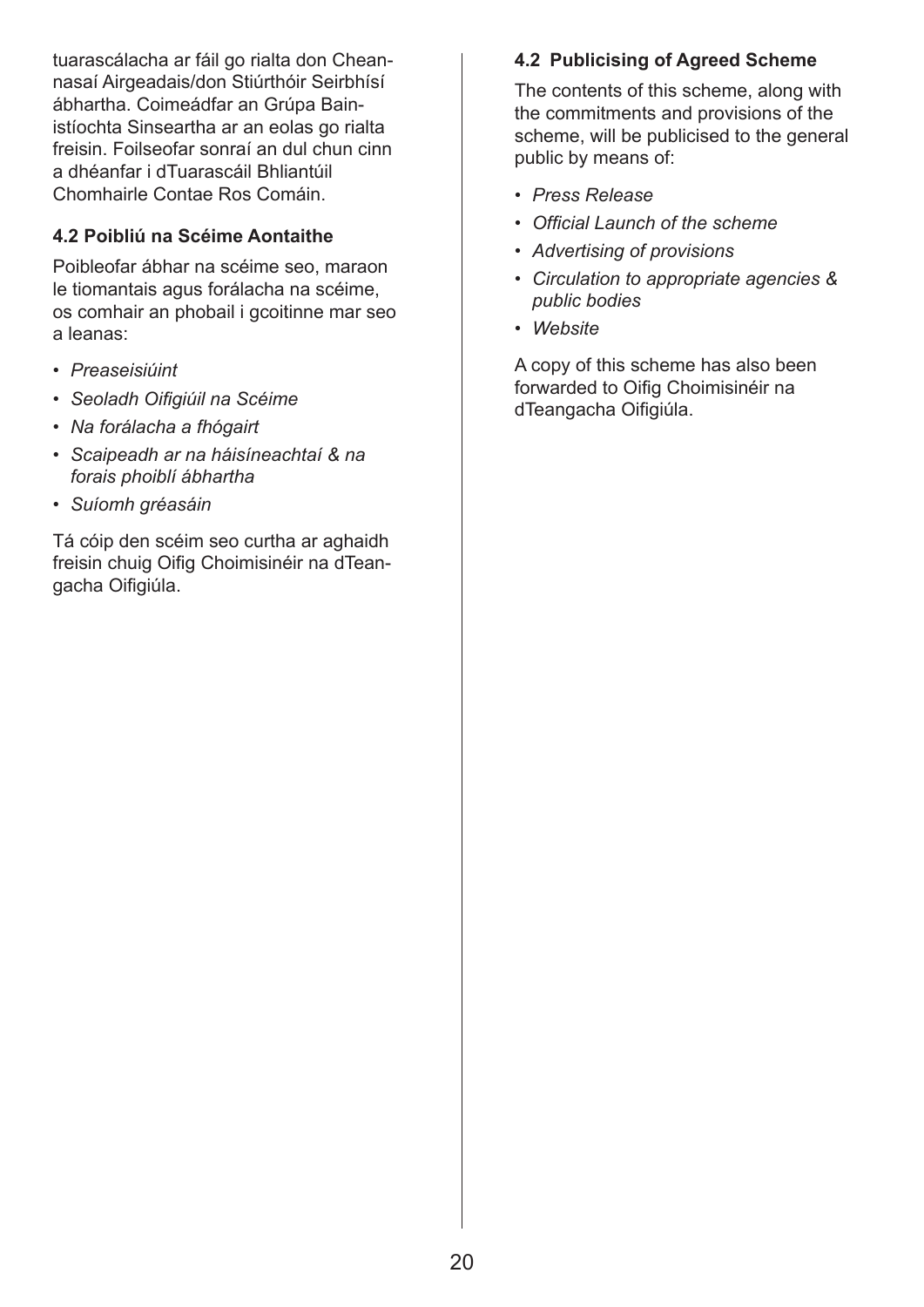tuarascálacha ar fáil go rialta don Cheannasaí Airgeadais/don Stiúrthóir Seirbhísí ábhartha. Coimeádfar an Grúpa Bainistíochta Sinseartha ar an eolas go rialta freisin. Foilseofar sonraí an dul chun cinn a dhéanfar i dTuarascáil Bhliantúil Chomhairle Contae Ros Comáin.

#### 4.2 Poibliú na Scéime Aontaithe

Poibleofar ábhar na scéime seo, maraon le tiomantais agus forálacha na scéime, os comhair an phobail i gcoitinne mar seo a leanas:

- *Preaseisiúint*
- *Seoladh Oifigiúil na Scéime*
- *Na forálacha a fhógairt*
- *Scaipeadh ar na háisíneachtaí & na forais phoiblí ábhartha*
- *Suíomh gréasáin*

Tá cóip den scéim seo curtha ar aghaidh freisin chuig Oifig Choimisinéir na dTeangacha Oifigiúla.

#### 4.2 Publicising of Agreed Scheme

The contents of this scheme, along with the commitments and provisions of the scheme, will be publicised to the general public by means of:

- *Press Release*
- *Official Launch of the scheme*
- *Advertising of provisions*
- *Circulation to appropriate agencies & public bodies*
- *Website*

A copy of this scheme has also been forwarded to Oifig Choimisinéir na dTeangacha Oifigiúla.